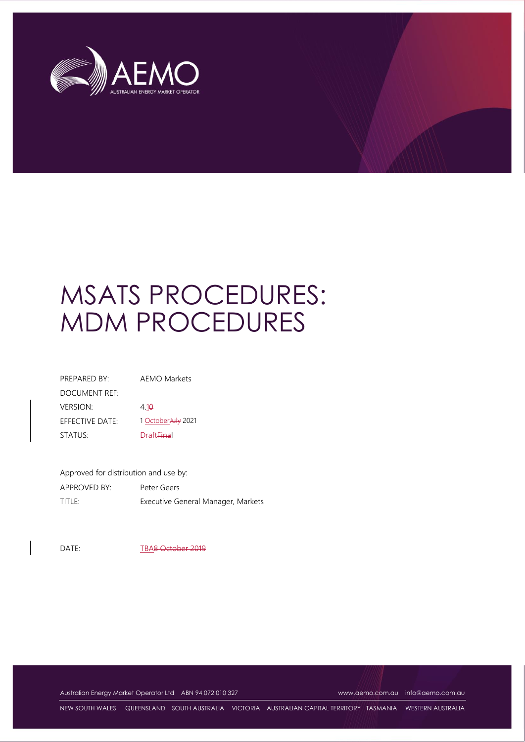# MSATS PROCEDURES: MDM PROCEDURES

| | |
|---|---|
| PREPARED BY: | AEMO Markets |
| DOCUMENT REF: | |
| VERSION: | 4.10 |
| EFFECTIVE DATE: | 1 OctoberJuly 2021 |
| STATUS: | DraftFinal |

Approved for distribution and use by:

| | |
|---|---|
| APPROVED BY: | Peter Geers |
| TITLE: | Executive General Manager, Markets |

DATE: TBA8 October 2019

Australian Energy Market Operator Ltd ABN 94 072 010 327 www.aemo.com.au info@aemo.com.au

NEW SOUTH WALES QUEENSLAND SOUTH AUSTRALIA VICTORIA AUSTRALIAN CAPITAL TERRITORY TASMANIA WESTERN AUSTRALIA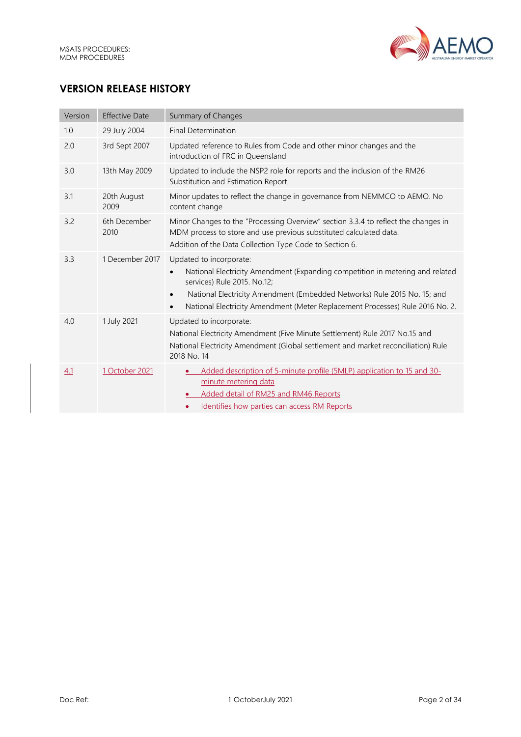## VERSION RELEASE HISTORY

| Version | Effective Date | Summary of Changes |
|---|---|---|
| 1.0 | 29 July 2004 | Final Determination |
| 2.0 | 3rd Sept 2007 | Updated reference to Rules from Code and other minor changes and the introduction of FRC in Queensland |
| 3.0 | 13th May 2009 | Updated to include the NSP2 role for reports and the inclusion of the RM26 Substitution and Estimation Report |
| 3.1 | 20th August 2009 | Minor updates to reflect the change in governance from NEMMCO to AEMO. No content change |
| 3.2 | 6th December 2010 | Minor Changes to the "Processing Overview" section 3.3.4 to reflect the changes in MDM process to store and use previous substituted calculated data. Addition of the Data Collection Type Code to Section 6. |
| 3.3 | 1 December 2017 | Updated to incorporate:<br>• National Electricity Amendment (Expanding competition in metering and related services) Rule 2015. No.12;<br>• National Electricity Amendment (Embedded Networks) Rule 2015 No. 15; and<br>• National Electricity Amendment (Meter Replacement Processes) Rule 2016 No. 2. |
| 4.0 | 1 July 2021 | Updated to incorporate:<br>National Electricity Amendment (Five Minute Settlement) Rule 2017 No.15 and<br>National Electricity Amendment (Global settlement and market reconciliation) Rule 2018 No. 14 |
| 4.1 | 1 October 2021 | • Added description of 5-minute profile (5MLP) application to 15 and 30-minute metering data<br>• Added detail of RM25 and RM46 Reports<br>• Identifies how parties can access RM Reports |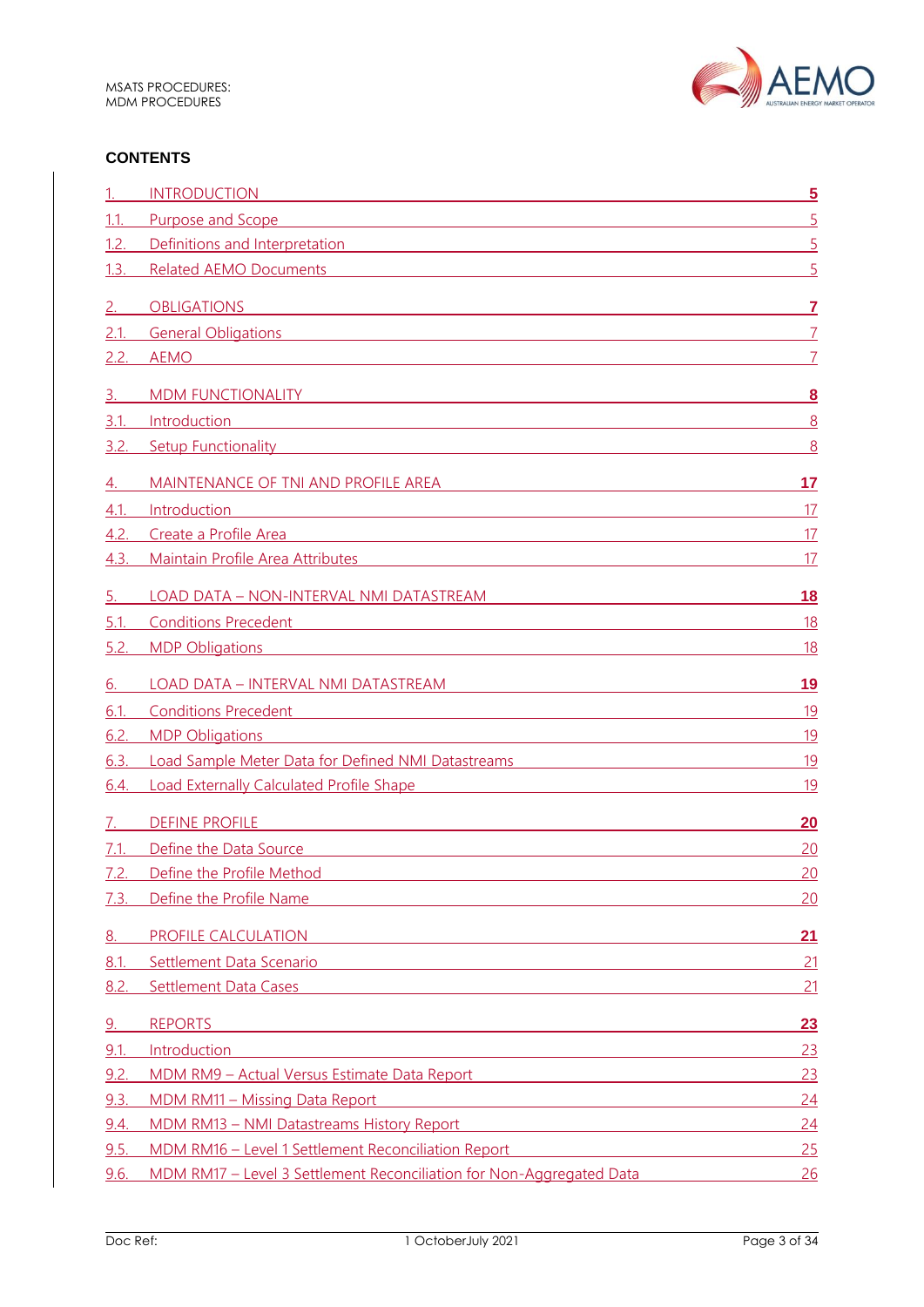**CONTENTS**

| | | |
|---|---|---|
| 1. | INTRODUCTION | 5 |
| 1.1. | Purpose and Scope | 5 |
| 1.2. | Definitions and Interpretation | 5 |
| 1.3. | Related AEMO Documents | 5 |
| 2. | OBLIGATIONS | 7 |
| 2.1. | General Obligations | 7 |
| 2.2. | AEMO | 7 |
| 3. | MDM FUNCTIONALITY | 8 |
| 3.1. | Introduction | 8 |
| 3.2. | Setup Functionality | 8 |
| 4. | MAINTENANCE OF TNI AND PROFILE AREA | 17 |
| 4.1. | Introduction | 17 |
| 4.2. | Create a Profile Area | 17 |
| 4.3. | Maintain Profile Area Attributes | 17 |
| 5. | LOAD DATA – NON-INTERVAL NMI DATASTREAM | 18 |
| 5.1. | Conditions Precedent | 18 |
| 5.2. | MDP Obligations | 18 |
| 6. | LOAD DATA – INTERVAL NMI DATASTREAM | 19 |
| 6.1. | Conditions Precedent | 19 |
| 6.2. | MDP Obligations | 19 |
| 6.3. | Load Sample Meter Data for Defined NMI Datastreams | 19 |
| 6.4. | Load Externally Calculated Profile Shape | 19 |
| 7. | DEFINE PROFILE | 20 |
| 7.1. | Define the Data Source | 20 |
| 7.2. | Define the Profile Method | 20 |
| 7.3. | Define the Profile Name | 20 |
| 8. | PROFILE CALCULATION | 21 |
| 8.1. | Settlement Data Scenario | 21 |
| 8.2. | Settlement Data Cases | 21 |
| 9. | REPORTS | 23 |
| 9.1. | Introduction | 23 |
| 9.2. | MDM RM9 – Actual Versus Estimate Data Report | 23 |
| 9.3. | MDM RM11 – Missing Data Report | 24 |
| 9.4. | MDM RM13 – NMI Datastreams History Report | 24 |
| 9.5. | MDM RM16 – Level 1 Settlement Reconciliation Report | 25 |
| 9.6. | MDM RM17 – Level 3 Settlement Reconciliation for Non-Aggregated Data | 26 |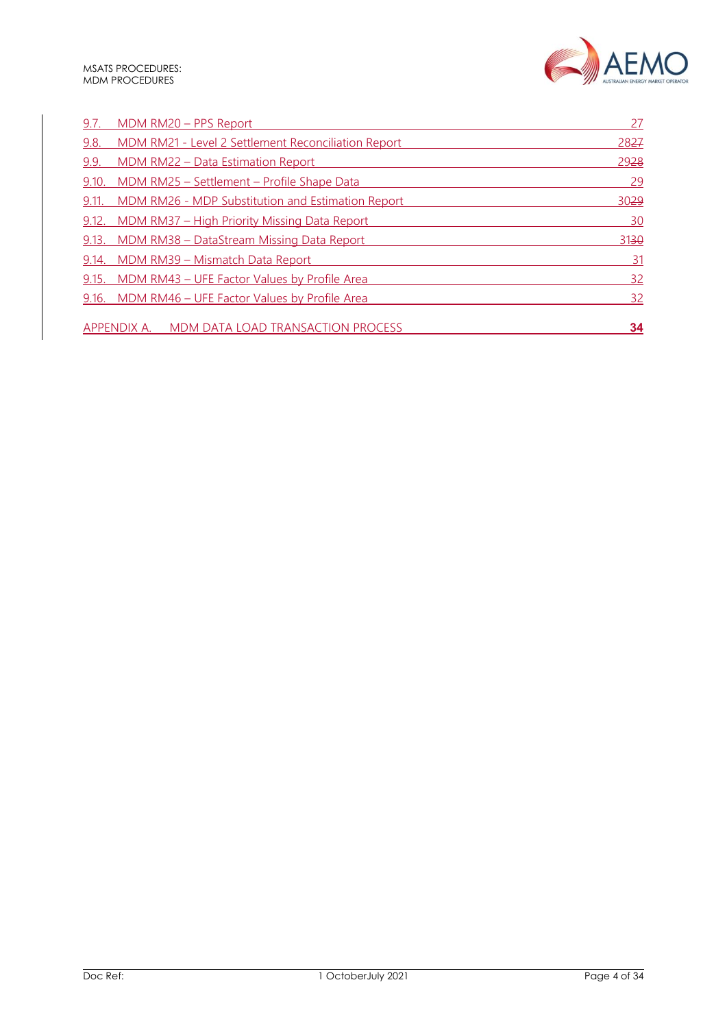9.7. MDM RM20 – PPS Report 27
9.8. MDM RM21 - Level 2 Settlement Reconciliation Report 2827
9.9. MDM RM22 – Data Estimation Report 2928
9.10. MDM RM25 – Settlement – Profile Shape Data 29
9.11. MDM RM26 - MDP Substitution and Estimation Report 3029
9.12. MDM RM37 – High Priority Missing Data Report 30
9.13. MDM RM38 – DataStream Missing Data Report 3130
9.14. MDM RM39 – Mismatch Data Report 31
9.15. MDM RM43 – UFE Factor Values by Profile Area 32
9.16. MDM RM46 – UFE Factor Values by Profile Area 32

APPENDIX A. MDM DATA LOAD TRANSACTION PROCESS **34**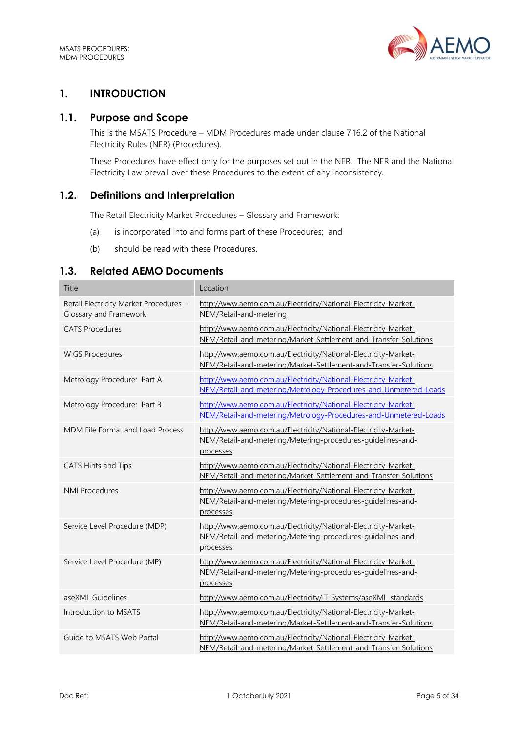# 1. INTRODUCTION

## 1.1. Purpose and Scope

This is the MSATS Procedure – MDM Procedures made under clause 7.16.2 of the National Electricity Rules (NER) (Procedures).

These Procedures have effect only for the purposes set out in the NER. The NER and the National Electricity Law prevail over these Procedures to the extent of any inconsistency.

## 1.2. Definitions and Interpretation

The Retail Electricity Market Procedures – Glossary and Framework:

(a) is incorporated into and forms part of these Procedures; and

(b) should be read with these Procedures.

## 1.3. Related AEMO Documents

| Title | Location |
|---|---|
| Retail Electricity Market Procedures – Glossary and Framework | http://www.aemo.com.au/Electricity/National-Electricity-Market-NEM/Retail-and-metering |
| CATS Procedures | http://www.aemo.com.au/Electricity/National-Electricity-Market-NEM/Retail-and-metering/Market-Settlement-and-Transfer-Solutions |
| WIGS Procedures | http://www.aemo.com.au/Electricity/National-Electricity-Market-NEM/Retail-and-metering/Market-Settlement-and-Transfer-Solutions |
| Metrology Procedure: Part A | http://www.aemo.com.au/Electricity/National-Electricity-Market-NEM/Retail-and-metering/Metrology-Procedures-and-Unmetered-Loads |
| Metrology Procedure: Part B | http://www.aemo.com.au/Electricity/National-Electricity-Market-NEM/Retail-and-metering/Metrology-Procedures-and-Unmetered-Loads |
| MDM File Format and Load Process | http://www.aemo.com.au/Electricity/National-Electricity-Market-NEM/Retail-and-metering/Metering-procedures-guidelines-and-processes |
| CATS Hints and Tips | http://www.aemo.com.au/Electricity/National-Electricity-Market-NEM/Retail-and-metering/Market-Settlement-and-Transfer-Solutions |
| NMI Procedures | http://www.aemo.com.au/Electricity/National-Electricity-Market-NEM/Retail-and-metering/Metering-procedures-guidelines-and-processes |
| Service Level Procedure (MDP) | http://www.aemo.com.au/Electricity/National-Electricity-Market-NEM/Retail-and-metering/Metering-procedures-guidelines-and-processes |
| Service Level Procedure (MP) | http://www.aemo.com.au/Electricity/National-Electricity-Market-NEM/Retail-and-metering/Metering-procedures-guidelines-and-processes |
| aseXML Guidelines | http://www.aemo.com.au/Electricity/IT-Systems/aseXML_standards |
| Introduction to MSATS | http://www.aemo.com.au/Electricity/National-Electricity-Market-NEM/Retail-and-metering/Market-Settlement-and-Transfer-Solutions |
| Guide to MSATS Web Portal | http://www.aemo.com.au/Electricity/National-Electricity-Market-NEM/Retail-and-metering/Market-Settlement-and-Transfer-Solutions |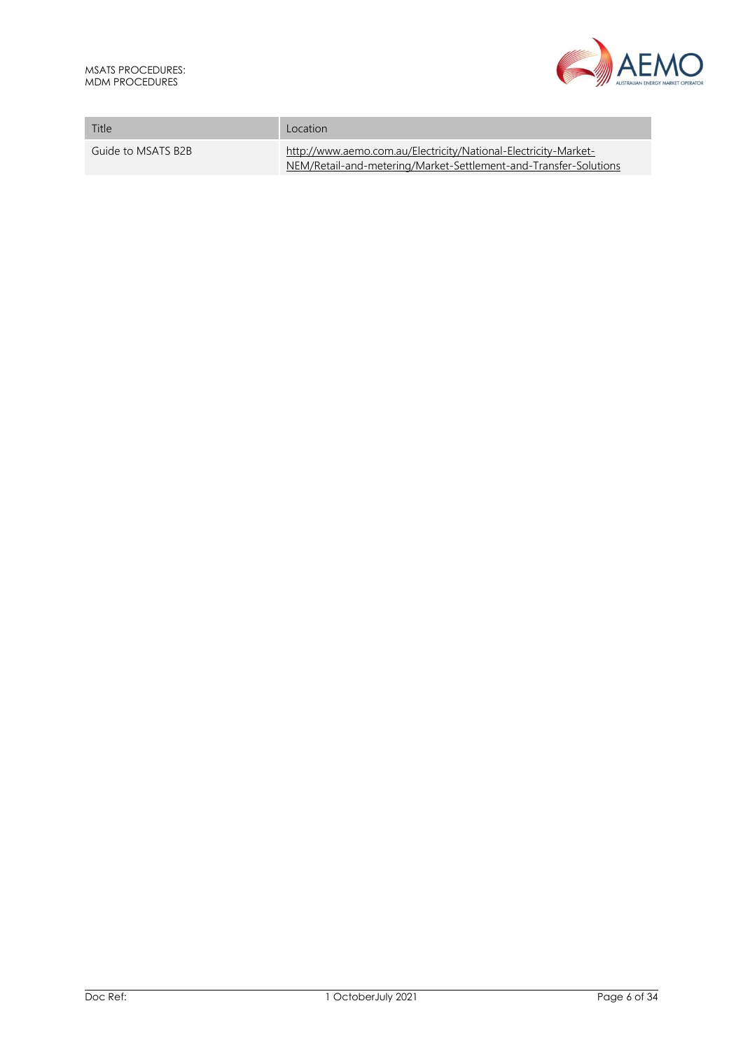| Title | Location |
| --- | --- |
| Guide to MSATS B2B | http://www.aemo.com.au/Electricity/National-Electricity-Market-NEM/Retail-and-metering/Market-Settlement-and-Transfer-Solutions |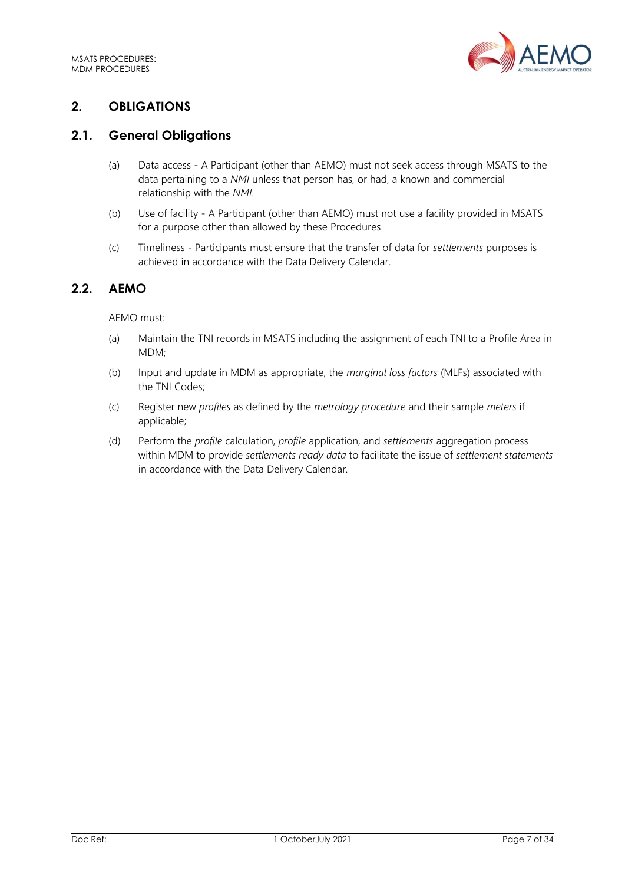# 2. OBLIGATIONS

## 2.1. General Obligations

(a) Data access - A Participant (other than AEMO) must not seek access through MSATS to the data pertaining to a *NMI* unless that person has, or had, a known and commercial relationship with the *NMI*.

(b) Use of facility - A Participant (other than AEMO) must not use a facility provided in MSATS for a purpose other than allowed by these Procedures.

(c) Timeliness - Participants must ensure that the transfer of data for *settlements* purposes is achieved in accordance with the Data Delivery Calendar.

## 2.2. AEMO

AEMO must:

(a) Maintain the TNI records in MSATS including the assignment of each TNI to a Profile Area in MDM;

(b) Input and update in MDM as appropriate, the *marginal loss factors* (MLFs) associated with the TNI Codes;

(c) Register new *profiles* as defined by the *metrology procedure* and their sample *meters* if applicable;

(d) Perform the *profile* calculation, *profile* application, and *settlements* aggregation process within MDM to provide *settlements ready data* to facilitate the issue of *settlement statements* in accordance with the Data Delivery Calendar.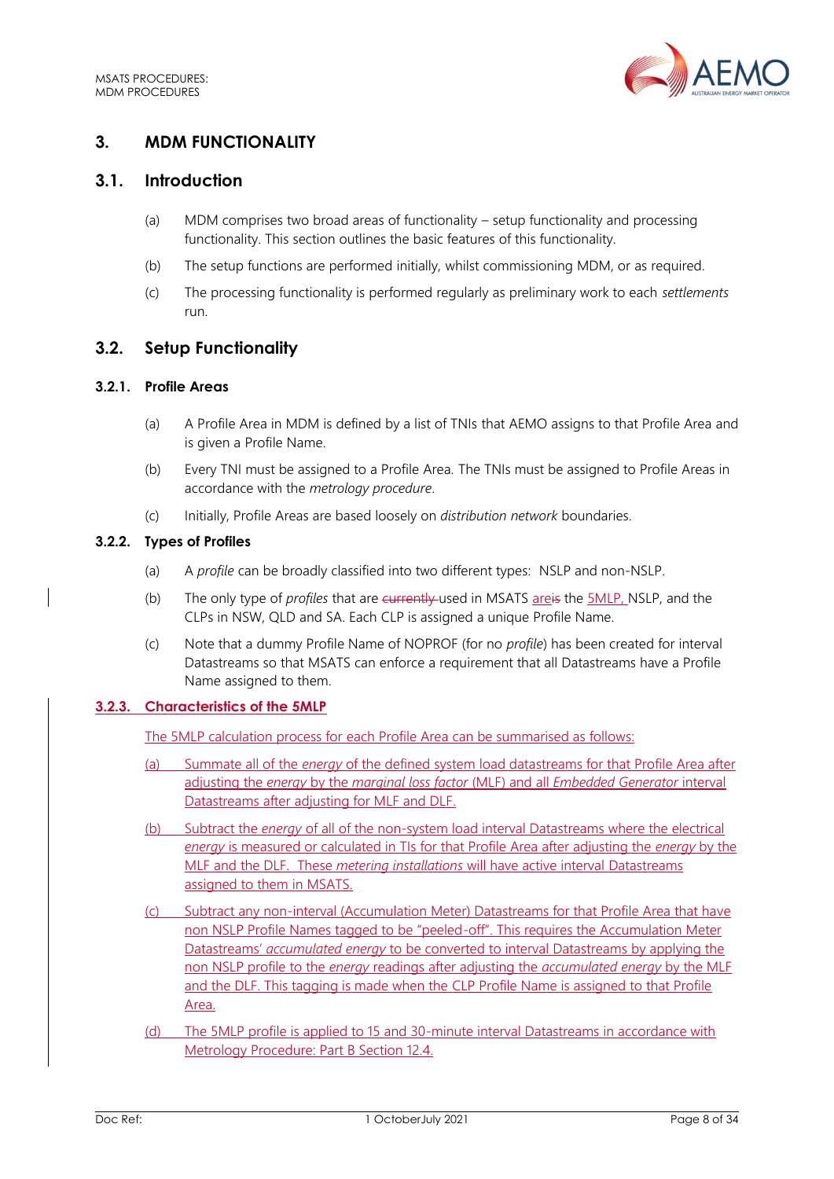## 3. MDM FUNCTIONALITY

### 3.1. Introduction

(a) MDM comprises two broad areas of functionality – setup functionality and processing functionality. This section outlines the basic features of this functionality.

(b) The setup functions are performed initially, whilst commissioning MDM, or as required.

(c) The processing functionality is performed regularly as preliminary work to each *settlements* run.

### 3.2. Setup Functionality

#### 3.2.1. Profile Areas

(a) A Profile Area in MDM is defined by a list of TNIs that AEMO assigns to that Profile Area and is given a Profile Name.

(b) Every TNI must be assigned to a Profile Area. The TNIs must be assigned to Profile Areas in accordance with the *metrology procedure*.

(c) Initially, Profile Areas are based loosely on *distribution network* boundaries.

#### 3.2.2. Types of Profiles

(a) A *profile* can be broadly classified into two different types: NSLP and non-NSLP.

(b) The only type of *profiles* that are ~~currently~~ used in MSATS areis the 5MLP, NSLP, and the CLPs in NSW, QLD and SA. Each CLP is assigned a unique Profile Name.

(c) Note that a dummy Profile Name of NOPROF (for no *profile*) has been created for interval Datastreams so that MSATS can enforce a requirement that all Datastreams have a Profile Name assigned to them.

#### 3.2.3. Characteristics of the 5MLP

The 5MLP calculation process for each Profile Area can be summarised as follows:

(a) Summate all of the *energy* of the defined system load datastreams for that Profile Area after adjusting the *energy* by the *marginal loss factor* (MLF) and all *Embedded Generator* interval Datastreams after adjusting for MLF and DLF.

(b) Subtract the *energy* of all of the non-system load interval Datastreams where the electrical *energy* is measured or calculated in TIs for that Profile Area after adjusting the *energy* by the MLF and the DLF. These *metering installations* will have active interval Datastreams assigned to them in MSATS.

(c) Subtract any non-interval (Accumulation Meter) Datastreams for that Profile Area that have non NSLP Profile Names tagged to be "peeled-off". This requires the Accumulation Meter Datastreams' *accumulated energy* to be converted to interval Datastreams by applying the non NSLP profile to the *energy* readings after adjusting the *accumulated energy* by the MLF and the DLF. This tagging is made when the CLP Profile Name is assigned to that Profile Area.

(d) The 5MLP profile is applied to 15 and 30-minute interval Datastreams in accordance with Metrology Procedure: Part B Section 12.4.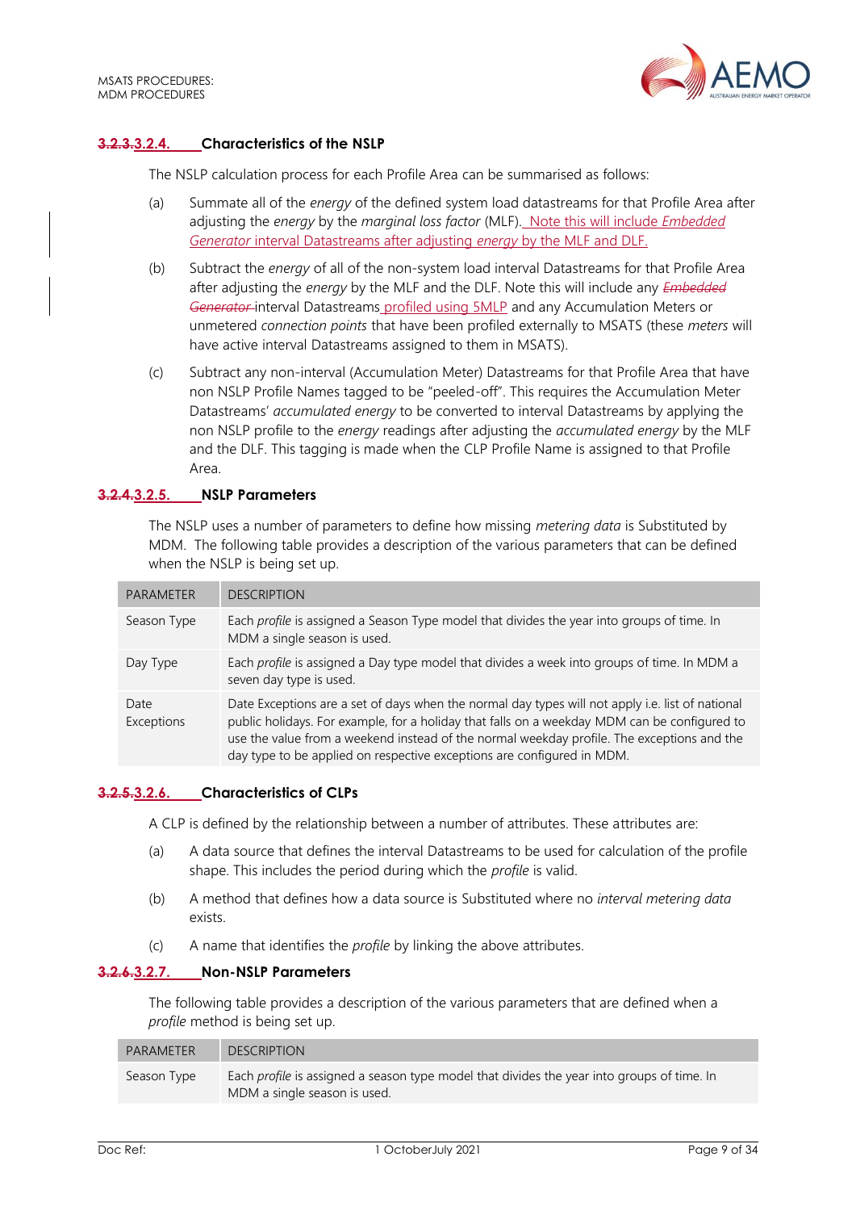### ~~3.2.3.~~3.2.4. Characteristics of the NSLP

The NSLP calculation process for each Profile Area can be summarised as follows:

(a) Summate all of the *energy* of the defined system load datastreams for that Profile Area after adjusting the *energy* by the *marginal loss factor* (MLF). Note this will include *Embedded Generator* interval Datastreams after adjusting *energy* by the MLF and DLF.

(b) Subtract the *energy* of all of the non-system load interval Datastreams for that Profile Area after adjusting the *energy* by the MLF and the DLF. Note this will include any ~~*Embedded Generator*~~ interval Datastreams profiled using 5MLP and any Accumulation Meters or unmetered *connection points* that have been profiled externally to MSATS (these *meters* will have active interval Datastreams assigned to them in MSATS).

(c) Subtract any non-interval (Accumulation Meter) Datastreams for that Profile Area that have non NSLP Profile Names tagged to be "peeled-off". This requires the Accumulation Meter Datastreams' *accumulated energy* to be converted to interval Datastreams by applying the non NSLP profile to the *energy* readings after adjusting the *accumulated energy* by the MLF and the DLF. This tagging is made when the CLP Profile Name is assigned to that Profile Area.

### ~~3.2.4.~~3.2.5. NSLP Parameters

The NSLP uses a number of parameters to define how missing *metering data* is Substituted by MDM. The following table provides a description of the various parameters that can be defined when the NSLP is being set up.

| PARAMETER | DESCRIPTION |
| --- | --- |
| Season Type | Each *profile* is assigned a Season Type model that divides the year into groups of time. In MDM a single season is used. |
| Day Type | Each *profile* is assigned a Day type model that divides a week into groups of time. In MDM a seven day type is used. |
| Date Exceptions | Date Exceptions are a set of days when the normal day types will not apply i.e. list of national public holidays. For example, for a holiday that falls on a weekday MDM can be configured to use the value from a weekend instead of the normal weekday profile. The exceptions and the day type to be applied on respective exceptions are configured in MDM. |

### ~~3.2.5.~~3.2.6. Characteristics of CLPs

A CLP is defined by the relationship between a number of attributes. These attributes are:

(a) A data source that defines the interval Datastreams to be used for calculation of the profile shape. This includes the period during which the *profile* is valid.

(b) A method that defines how a data source is Substituted where no *interval metering data* exists.

(c) A name that identifies the *profile* by linking the above attributes.

### ~~3.2.6.~~3.2.7. Non-NSLP Parameters

The following table provides a description of the various parameters that are defined when a *profile* method is being set up.

| PARAMETER | DESCRIPTION |
| --- | --- |
| Season Type | Each *profile* is assigned a season type model that divides the year into groups of time. In MDM a single season is used. |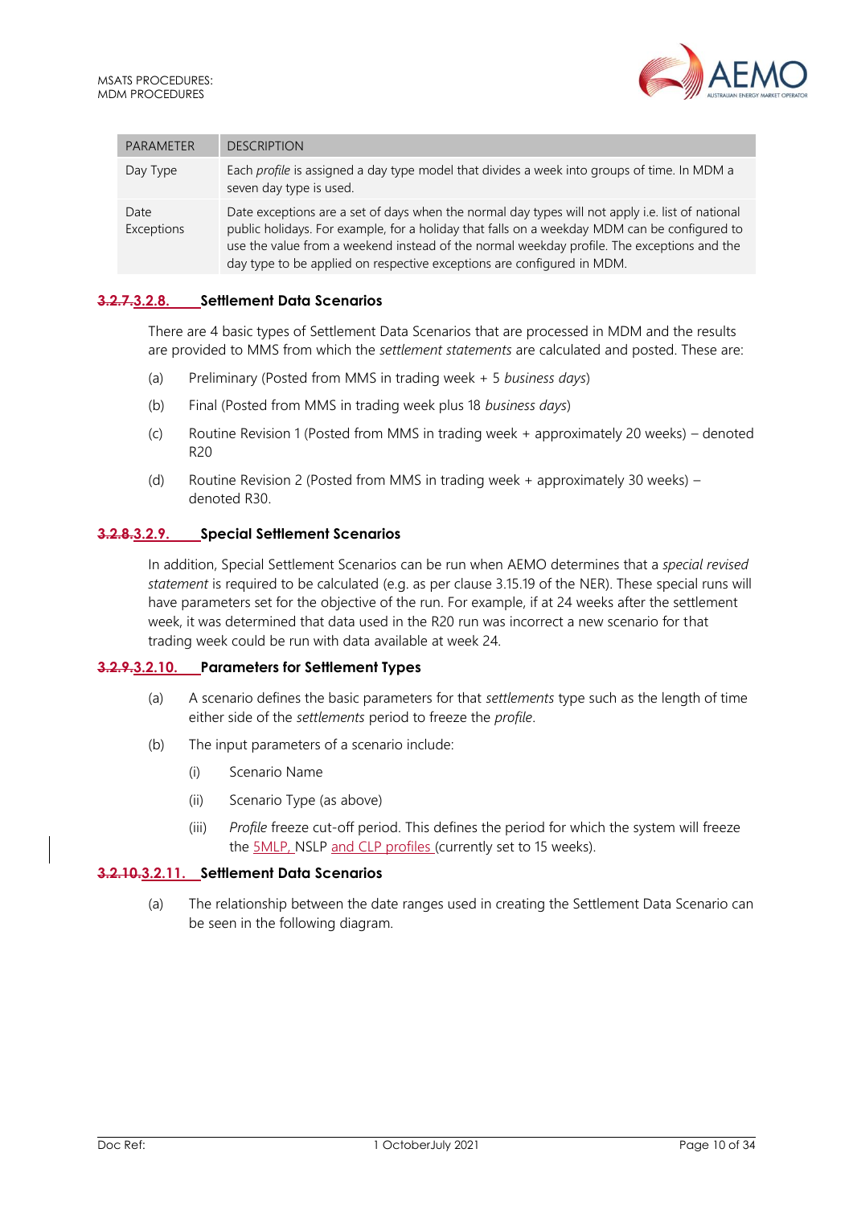| PARAMETER | DESCRIPTION |
| --- | --- |
| Day Type | Each *profile* is assigned a day type model that divides a week into groups of time. In MDM a seven day type is used. |
| Date Exceptions | Date exceptions are a set of days when the normal day types will not apply i.e. list of national public holidays. For example, for a holiday that falls on a weekday MDM can be configured to use the value from a weekend instead of the normal weekday profile. The exceptions and the day type to be applied on respective exceptions are configured in MDM. |

### ~~3.2.7.~~3.2.8. Settlement Data Scenarios

There are 4 basic types of Settlement Data Scenarios that are processed in MDM and the results are provided to MMS from which the *settlement statements* are calculated and posted. These are:

(a) Preliminary (Posted from MMS in trading week + 5 *business days*)

(b) Final (Posted from MMS in trading week plus 18 *business days*)

(c) Routine Revision 1 (Posted from MMS in trading week + approximately 20 weeks) – denoted R20

(d) Routine Revision 2 (Posted from MMS in trading week + approximately 30 weeks) – denoted R30.

### ~~3.2.8.~~3.2.9. Special Settlement Scenarios

In addition, Special Settlement Scenarios can be run when AEMO determines that a *special revised statement* is required to be calculated (e.g. as per clause 3.15.19 of the NER). These special runs will have parameters set for the objective of the run. For example, if at 24 weeks after the settlement week, it was determined that data used in the R20 run was incorrect a new scenario for that trading week could be run with data available at week 24.

### ~~3.2.9.~~3.2.10. Parameters for Settlement Types

(a) A scenario defines the basic parameters for that *settlements* type such as the length of time either side of the *settlements* period to freeze the *profile*.

(b) The input parameters of a scenario include:

 (i) Scenario Name

 (ii) Scenario Type (as above)

 (iii) *Profile* freeze cut-off period. This defines the period for which the system will freeze the 5MLP, NSLP and CLP profiles (currently set to 15 weeks).

### ~~3.2.10.~~3.2.11. Settlement Data Scenarios

(a) The relationship between the date ranges used in creating the Settlement Data Scenario can be seen in the following diagram.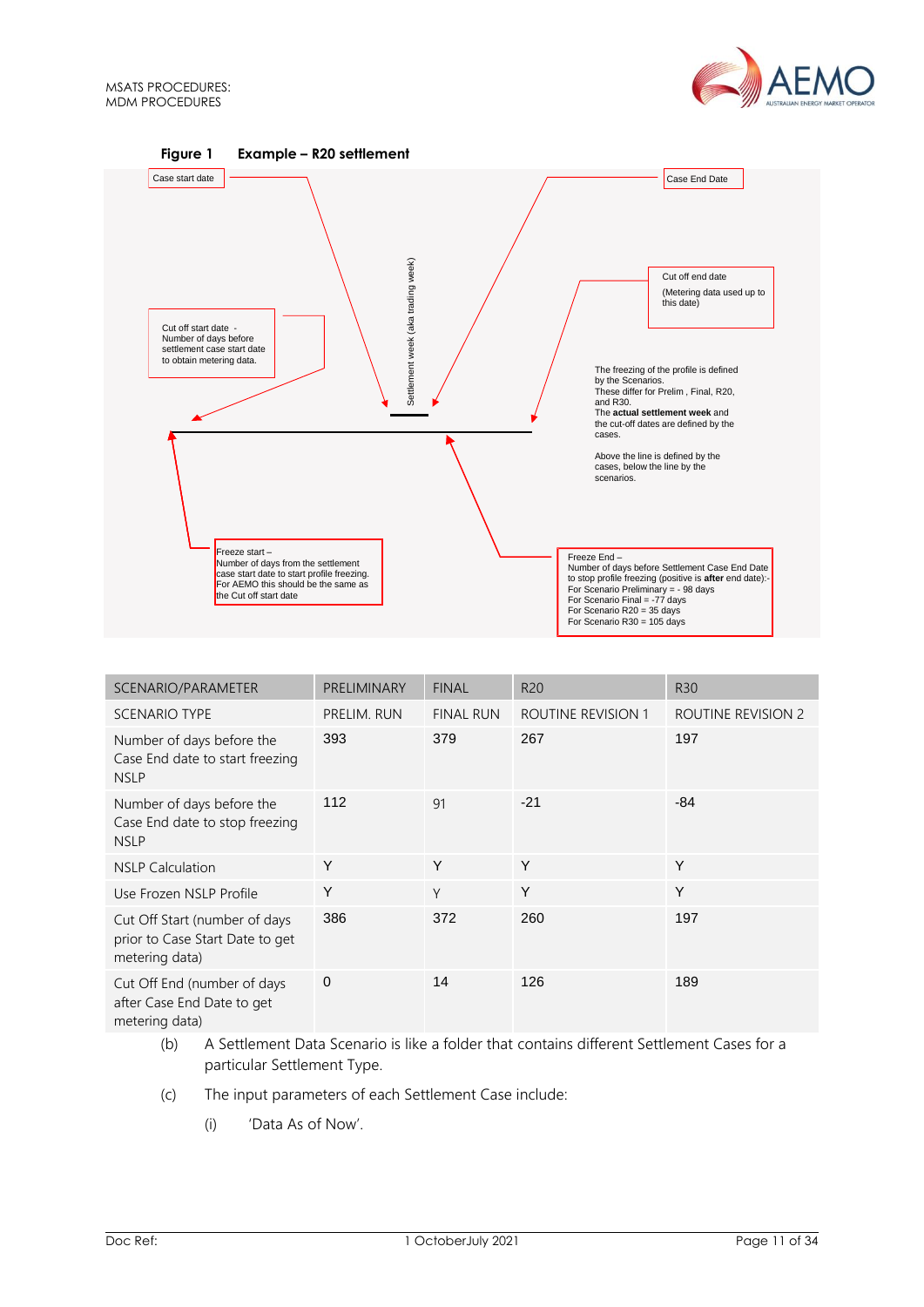**Figure 1 Example – R20 settlement**

Case start date

Case End Date

Settlement week (aka trading week)

Cut off start date - Number of days before settlement case start date to obtain metering data.

Cut off end date

(Metering data used up to this date)

The freezing of the profile is defined by the Scenarios.
These differ for Prelim , Final, R20, and R30.
The **actual settlement week** and the cut-off dates are defined by the cases.

Above the line is defined by the cases, below the line by the scenarios.

Freeze start – Number of days from the settlement case start date to start profile freezing. For AEMO this should be the same as the Cut off start date

Freeze End – Number of days before Settlement Case End Date to stop profile freezing (positive is **after** end date):-
For Scenario Preliminary = - 98 days
For Scenario Final = -77 days
For Scenario R20 = 35 days
For Scenario R30 = 105 days

| SCENARIO/PARAMETER | PRELIMINARY | FINAL | R20 | R30 |
|---|---|---|---|---|
| SCENARIO TYPE | PRELIM. RUN | FINAL RUN | ROUTINE REVISION 1 | ROUTINE REVISION 2 |
| Number of days before the Case End date to start freezing NSLP | 393 | 379 | 267 | 197 |
| Number of days before the Case End date to stop freezing NSLP | 112 | 91 | -21 | -84 |
| NSLP Calculation | Y | Y | Y | Y |
| Use Frozen NSLP Profile | Y | Y | Y | Y |
| Cut Off Start (number of days prior to Case Start Date to get metering data) | 386 | 372 | 260 | 197 |
| Cut Off End (number of days after Case End Date to get metering data) | 0 | 14 | 126 | 189 |

(b) A Settlement Data Scenario is like a folder that contains different Settlement Cases for a particular Settlement Type.

(c) The input parameters of each Settlement Case include:

(i) 'Data As of Now'.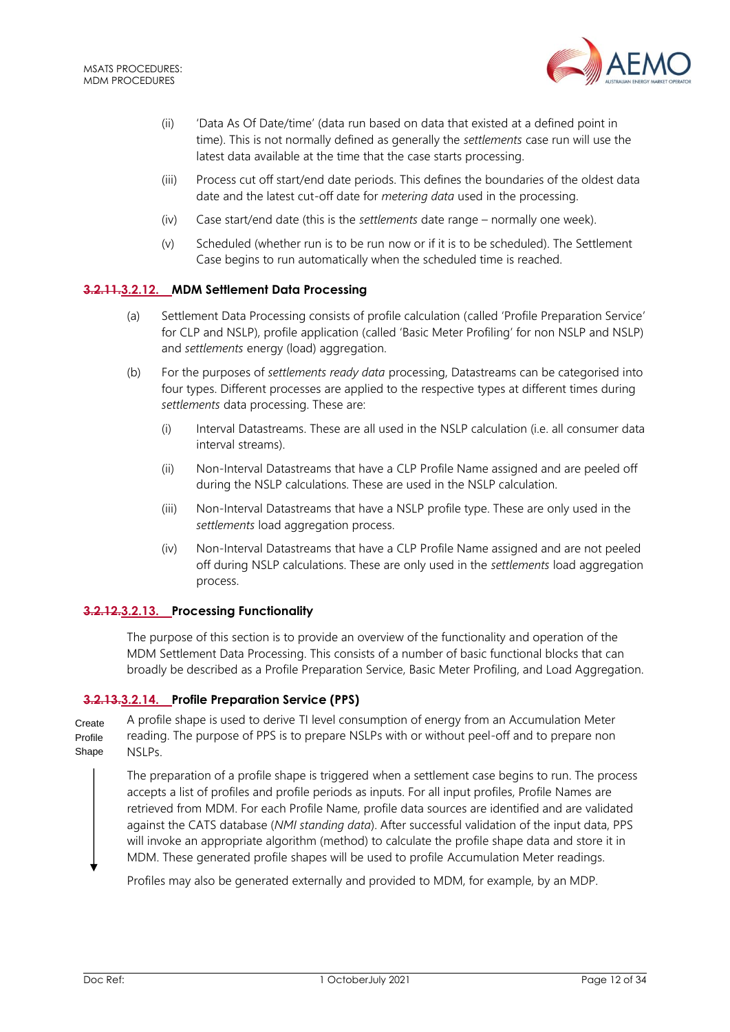(ii) 'Data As Of Date/time' (data run based on data that existed at a defined point in time). This is not normally defined as generally the *settlements* case run will use the latest data available at the time that the case starts processing.

(iii) Process cut off start/end date periods. This defines the boundaries of the oldest data date and the latest cut-off date for *metering data* used in the processing.

(iv) Case start/end date (this is the *settlements* date range – normally one week).

(v) Scheduled (whether run is to be run now or if it is to be scheduled). The Settlement Case begins to run automatically when the scheduled time is reached.

### ~~3.2.11.~~3.2.12. MDM Settlement Data Processing

(a) Settlement Data Processing consists of profile calculation (called 'Profile Preparation Service' for CLP and NSLP), profile application (called 'Basic Meter Profiling' for non NSLP and NSLP) and *settlements* energy (load) aggregation.

(b) For the purposes of *settlements ready data* processing, Datastreams can be categorised into four types. Different processes are applied to the respective types at different times during *settlements* data processing. These are:

(i) Interval Datastreams. These are all used in the NSLP calculation (i.e. all consumer data interval streams).

(ii) Non-Interval Datastreams that have a CLP Profile Name assigned and are peeled off during the NSLP calculations. These are used in the NSLP calculation.

(iii) Non-Interval Datastreams that have a NSLP profile type. These are only used in the *settlements* load aggregation process.

(iv) Non-Interval Datastreams that have a CLP Profile Name assigned and are not peeled off during NSLP calculations. These are only used in the *settlements* load aggregation process.

### ~~3.2.12.~~3.2.13. Processing Functionality

The purpose of this section is to provide an overview of the functionality and operation of the MDM Settlement Data Processing. This consists of a number of basic functional blocks that can broadly be described as a Profile Preparation Service, Basic Meter Profiling, and Load Aggregation.

### ~~3.2.13.~~3.2.14. Profile Preparation Service (PPS)

Create Profile Shape

A profile shape is used to derive TI level consumption of energy from an Accumulation Meter reading. The purpose of PPS is to prepare NSLPs with or without peel-off and to prepare non NSLPs.

The preparation of a profile shape is triggered when a settlement case begins to run. The process accepts a list of profiles and profile periods as inputs. For all input profiles, Profile Names are retrieved from MDM. For each Profile Name, profile data sources are identified and are validated against the CATS database (*NMI standing data*). After successful validation of the input data, PPS will invoke an appropriate algorithm (method) to calculate the profile shape data and store it in MDM. These generated profile shapes will be used to profile Accumulation Meter readings.

Profiles may also be generated externally and provided to MDM, for example, by an MDP.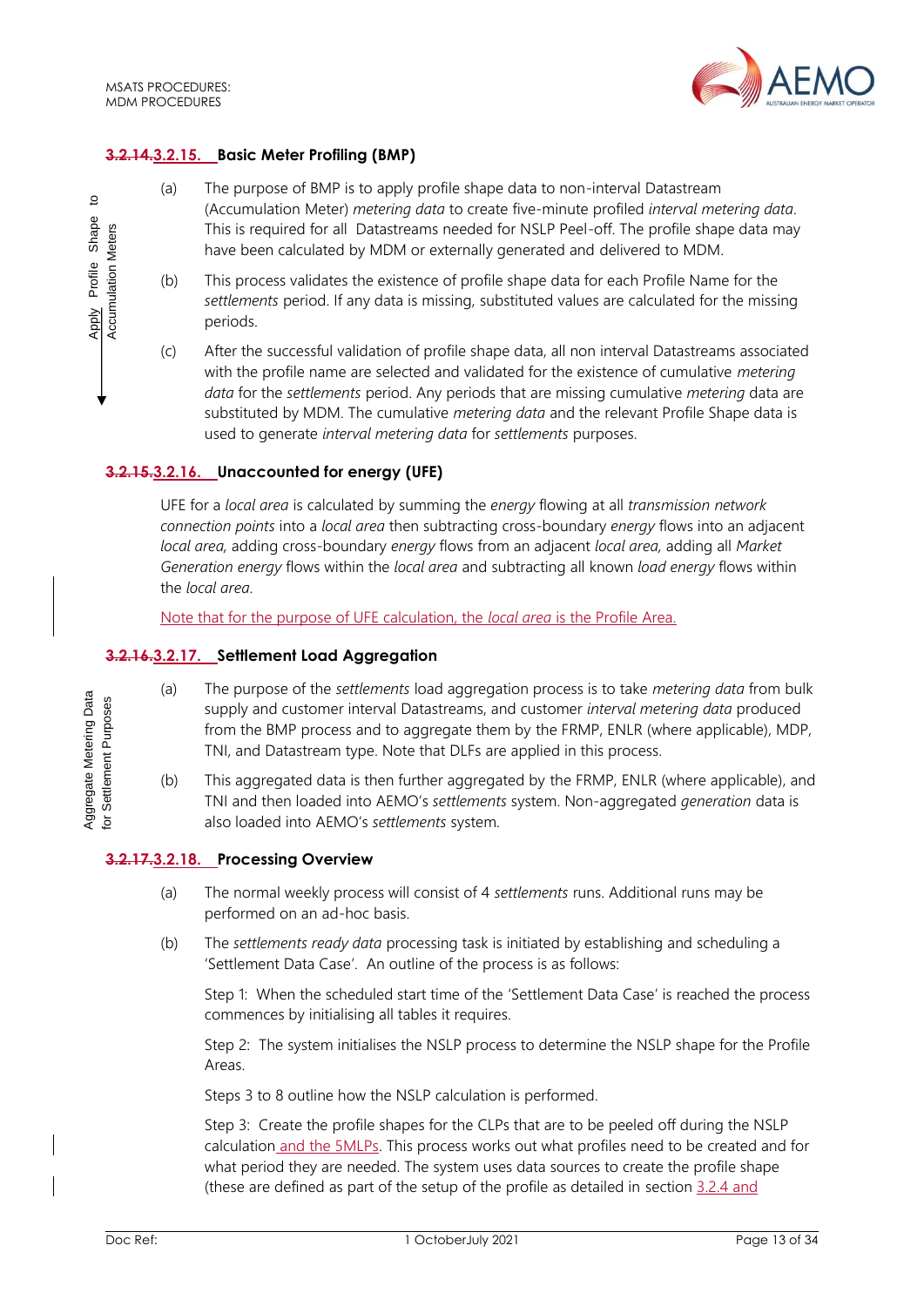### ~~3.2.14.~~3.2.15. Basic Meter Profiling (BMP)

(a) The purpose of BMP is to apply profile shape data to non-interval Datastream (Accumulation Meter) *metering data* to create five-minute profiled *interval metering data*. This is required for all Datastreams needed for NSLP Peel-off. The profile shape data may have been calculated by MDM or externally generated and delivered to MDM.

(b) This process validates the existence of profile shape data for each Profile Name for the *settlements* period. If any data is missing, substituted values are calculated for the missing periods.

(c) After the successful validation of profile shape data, all non interval Datastreams associated with the profile name are selected and validated for the existence of cumulative *metering data* for the *settlements* period. Any periods that are missing cumulative *metering* data are substituted by MDM. The cumulative *metering data* and the relevant Profile Shape data is used to generate *interval metering data* for *settlements* purposes.

### ~~3.2.15.~~3.2.16. Unaccounted for energy (UFE)

UFE for a *local area* is calculated by summing the *energy* flowing at all *transmission network connection points* into a *local area* then subtracting cross-boundary *energy* flows into an adjacent *local area*, adding cross-boundary *energy* flows from an adjacent *local area*, adding all *Market Generation energy* flows within the *local area* and subtracting all known *load energy* flows within the *local area*.

Note that for the purpose of UFE calculation, the *local area* is the Profile Area.

### ~~3.2.16.~~3.2.17. Settlement Load Aggregation

(a) The purpose of the *settlements* load aggregation process is to take *metering data* from bulk supply and customer interval Datastreams, and customer *interval metering data* produced from the BMP process and to aggregate them by the FRMP, ENLR (where applicable), MDP, TNI, and Datastream type. Note that DLFs are applied in this process.

(b) This aggregated data is then further aggregated by the FRMP, ENLR (where applicable), and TNI and then loaded into AEMO's *settlements* system. Non-aggregated *generation* data is also loaded into AEMO's *settlements* system.

### ~~3.2.17.~~3.2.18. Processing Overview

(a) The normal weekly process will consist of 4 *settlements* runs. Additional runs may be performed on an ad-hoc basis.

(b) The *settlements ready data* processing task is initiated by establishing and scheduling a 'Settlement Data Case'. An outline of the process is as follows:

Step 1: When the scheduled start time of the 'Settlement Data Case' is reached the process commences by initialising all tables it requires.

Step 2: The system initialises the NSLP process to determine the NSLP shape for the Profile Areas.

Steps 3 to 8 outline how the NSLP calculation is performed.

Step 3: Create the profile shapes for the CLPs that are to be peeled off during the NSLP calculation and the 5MLPs. This process works out what profiles need to be created and for what period they are needed. The system uses data sources to create the profile shape (these are defined as part of the setup of the profile as detailed in section 3.2.4 and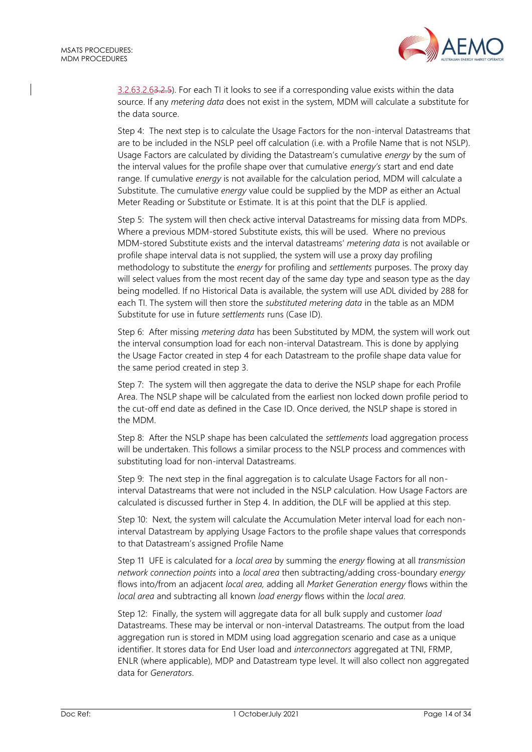3.2.63.2.63.2.5). For each TI it looks to see if a corresponding value exists within the data source. If any *metering data* does not exist in the system, MDM will calculate a substitute for the data source.

Step 4: The next step is to calculate the Usage Factors for the non-interval Datastreams that are to be included in the NSLP peel off calculation (i.e. with a Profile Name that is not NSLP). Usage Factors are calculated by dividing the Datastream's cumulative *energy* by the sum of the interval values for the profile shape over that cumulative *energy's* start and end date range. If cumulative *energy* is not available for the calculation period, MDM will calculate a Substitute. The cumulative *energy* value could be supplied by the MDP as either an Actual Meter Reading or Substitute or Estimate. It is at this point that the DLF is applied.

Step 5: The system will then check active interval Datastreams for missing data from MDPs. Where a previous MDM-stored Substitute exists, this will be used. Where no previous MDM-stored Substitute exists and the interval datastreams' *metering data* is not available or profile shape interval data is not supplied, the system will use a proxy day profiling methodology to substitute the *energy* for profiling and *settlements* purposes. The proxy day will select values from the most recent day of the same day type and season type as the day being modelled. If no Historical Data is available, the system will use ADL divided by 288 for each TI. The system will then store the *substituted metering data* in the table as an MDM Substitute for use in future *settlements* runs (Case ID).

Step 6: After missing *metering data* has been Substituted by MDM, the system will work out the interval consumption load for each non-interval Datastream. This is done by applying the Usage Factor created in step 4 for each Datastream to the profile shape data value for the same period created in step 3.

Step 7: The system will then aggregate the data to derive the NSLP shape for each Profile Area. The NSLP shape will be calculated from the earliest non locked down profile period to the cut-off end date as defined in the Case ID. Once derived, the NSLP shape is stored in the MDM.

Step 8: After the NSLP shape has been calculated the *settlements* load aggregation process will be undertaken. This follows a similar process to the NSLP process and commences with substituting load for non-interval Datastreams.

Step 9: The next step in the final aggregation is to calculate Usage Factors for all non-interval Datastreams that were not included in the NSLP calculation. How Usage Factors are calculated is discussed further in Step 4. In addition, the DLF will be applied at this step.

Step 10: Next, the system will calculate the Accumulation Meter interval load for each non-interval Datastream by applying Usage Factors to the profile shape values that corresponds to that Datastream's assigned Profile Name

Step 11 UFE is calculated for a *local area* by summing the *energy* flowing at all *transmission network connection points* into a *local area* then subtracting/adding cross-boundary *energy* flows into/from an adjacent *local area*, adding all *Market Generation energy* flows within the *local area* and subtracting all known *load energy* flows within the *local area*.

Step 12: Finally, the system will aggregate data for all bulk supply and customer *load* Datastreams. These may be interval or non-interval Datastreams. The output from the load aggregation run is stored in MDM using load aggregation scenario and case as a unique identifier. It stores data for End User load and *interconnectors* aggregated at TNI, FRMP, ENLR (where applicable), MDP and Datastream type level. It will also collect non aggregated data for *Generators*.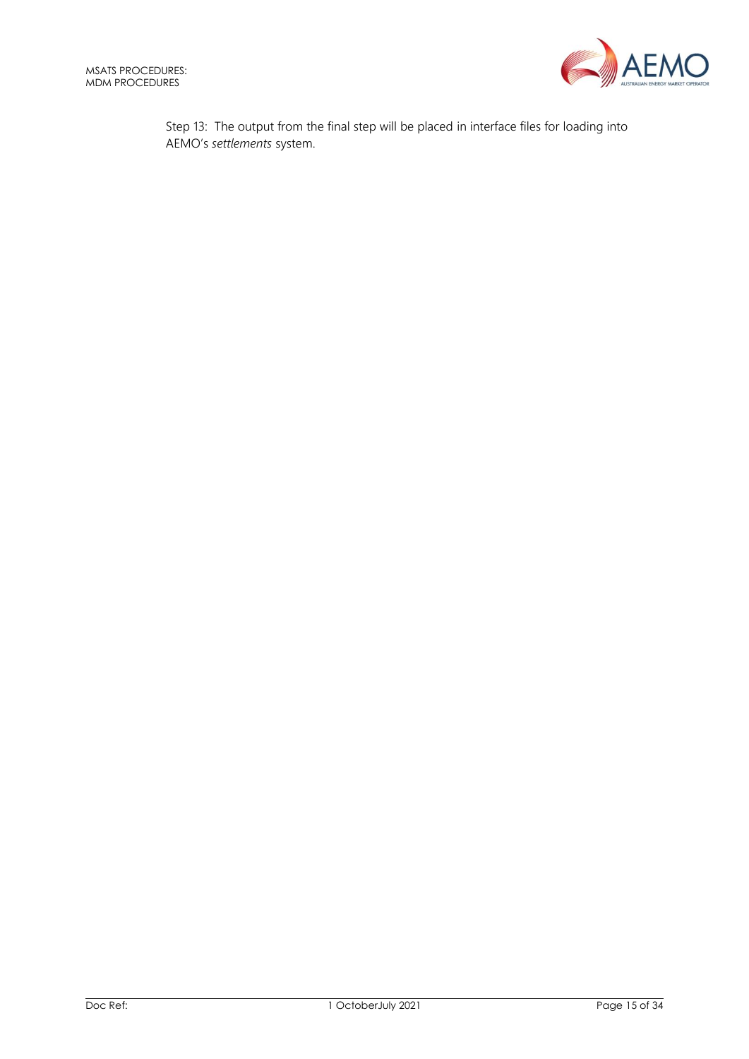Step 13: The output from the final step will be placed in interface files for loading into AEMO's *settlements* system.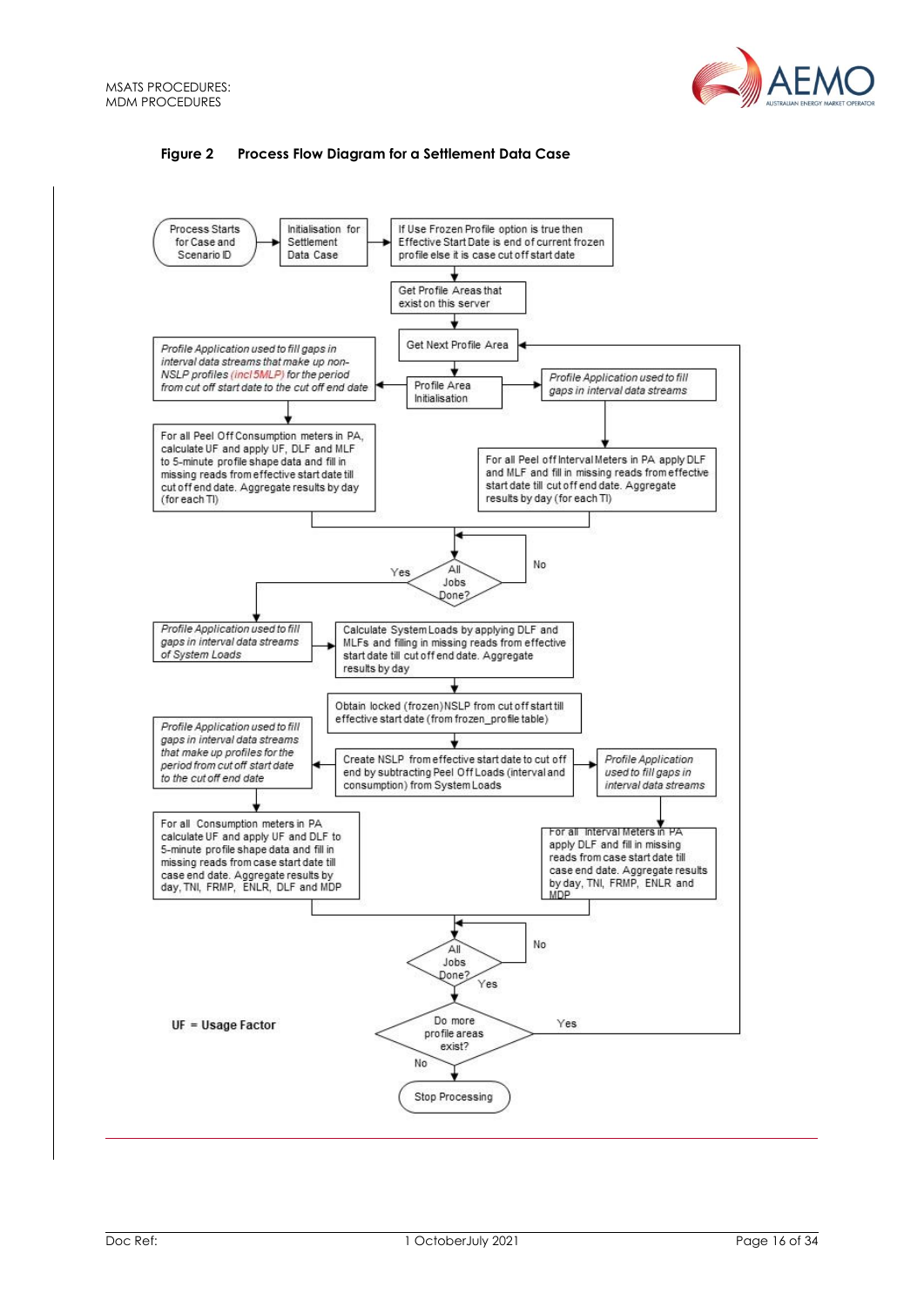**Figure 2 Process Flow Diagram for a Settlement Data Case**

Process Starts for Case and Scenario ID

Initialisation for Settlement Data Case

If Use Frozen Profile option is true then Effective Start Date is end of current frozen profile else it is case cut off start date

Get Profile Areas that exist on this server

Get Next Profile Area

*Profile Application used to fill gaps in interval data streams that make up non-NSLP profiles (incl 5MLP) for the period from cut off start date to the cut off end date*

Profile Area Initialisation

*Profile Application used to fill gaps in interval data streams*

For all Peel Off Consumption meters in PA, calculate UF and apply UF, DLF and MLF to 5-minute profile shape data and fill in missing reads from effective start date till cut off end date. Aggregate results by day (for each TI)

For all Peel off Interval Meters in PA apply DLF and MLF and fill in missing reads from effective start date till cut off end date. Aggregate results by day (for each TI)

All Jobs Done? (No / Yes)

*Profile Application used to fill gaps in interval data streams of System Loads*

Calculate System Loads by applying DLF and MLFs and filling in missing reads from effective start date till cut off end date. Aggregate results by day

Obtain locked (frozen) NSLP from cut off start till effective start date (from frozen_profile table)

*Profile Application used to fill gaps in interval data streams that make up profiles for the period from cut off start date to the cut off end date*

Create NSLP from effective start date to cut off end by subtracting Peel Off Loads (interval and consumption) from System Loads

*Profile Application used to fill gaps in interval data streams*

For all Consumption meters in PA calculate UF and apply UF and DLF to 5-minute profile shape data and fill in missing reads from case start date till case end date. Aggregate results by day, TNI, FRMP, ENLR, DLF and MDP

For all Interval Meters in PA apply DLF and fill in missing reads from case start date till case end date. Aggregate results by day, TNI, FRMP, ENLR and MDP

All Jobs Done? (No / Yes)

Do more profile areas exist? (Yes / No)

Stop Processing

UF = Usage Factor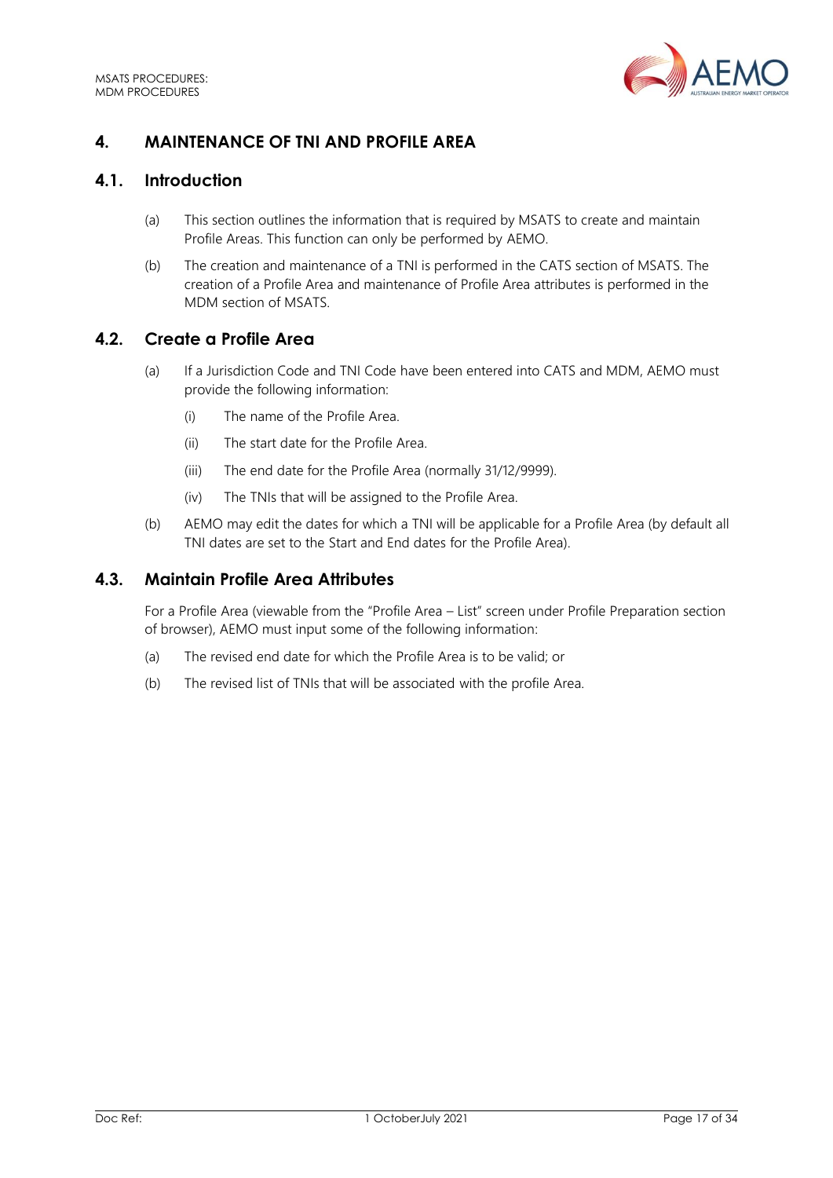# 4. MAINTENANCE OF TNI AND PROFILE AREA

## 4.1. Introduction

(a) This section outlines the information that is required by MSATS to create and maintain Profile Areas. This function can only be performed by AEMO.

(b) The creation and maintenance of a TNI is performed in the CATS section of MSATS. The creation of a Profile Area and maintenance of Profile Area attributes is performed in the MDM section of MSATS.

## 4.2. Create a Profile Area

(a) If a Jurisdiction Code and TNI Code have been entered into CATS and MDM, AEMO must provide the following information:

- (i) The name of the Profile Area.
- (ii) The start date for the Profile Area.
- (iii) The end date for the Profile Area (normally 31/12/9999).
- (iv) The TNIs that will be assigned to the Profile Area.

(b) AEMO may edit the dates for which a TNI will be applicable for a Profile Area (by default all TNI dates are set to the Start and End dates for the Profile Area).

## 4.3. Maintain Profile Area Attributes

For a Profile Area (viewable from the "Profile Area – List" screen under Profile Preparation section of browser), AEMO must input some of the following information:

(a) The revised end date for which the Profile Area is to be valid; or

(b) The revised list of TNIs that will be associated with the profile Area.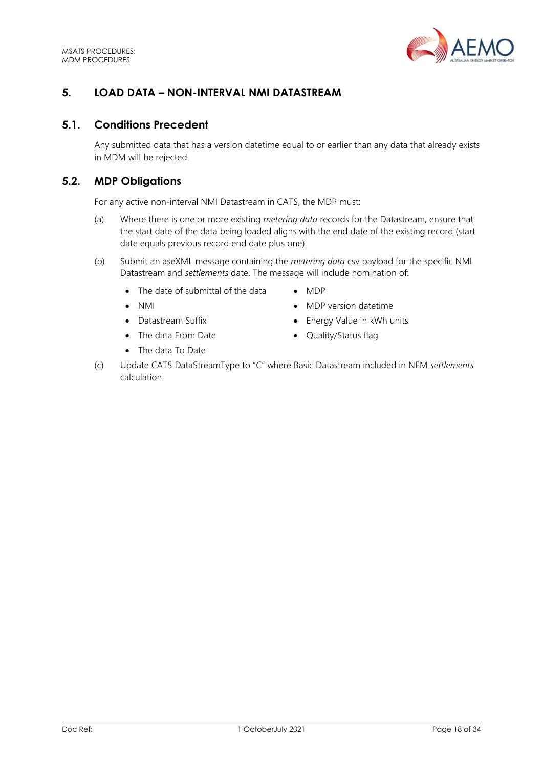# 5. LOAD DATA – NON-INTERVAL NMI DATASTREAM

## 5.1. Conditions Precedent

Any submitted data that has a version datetime equal to or earlier than any data that already exists in MDM will be rejected.

## 5.2. MDP Obligations

For any active non-interval NMI Datastream in CATS, the MDP must:

(a) Where there is one or more existing *metering data* records for the Datastream, ensure that the start date of the data being loaded aligns with the end date of the existing record (start date equals previous record end date plus one).

(b) Submit an aseXML message containing the *metering data* csv payload for the specific NMI Datastream and *settlements* date. The message will include nomination of:

- The date of submittal of the data
- NMI
- Datastream Suffix
- The data From Date
- The data To Date
- MDP
- MDP version datetime
- Energy Value in kWh units
- Quality/Status flag

(c) Update CATS DataStreamType to "C" where Basic Datastream included in NEM *settlements* calculation.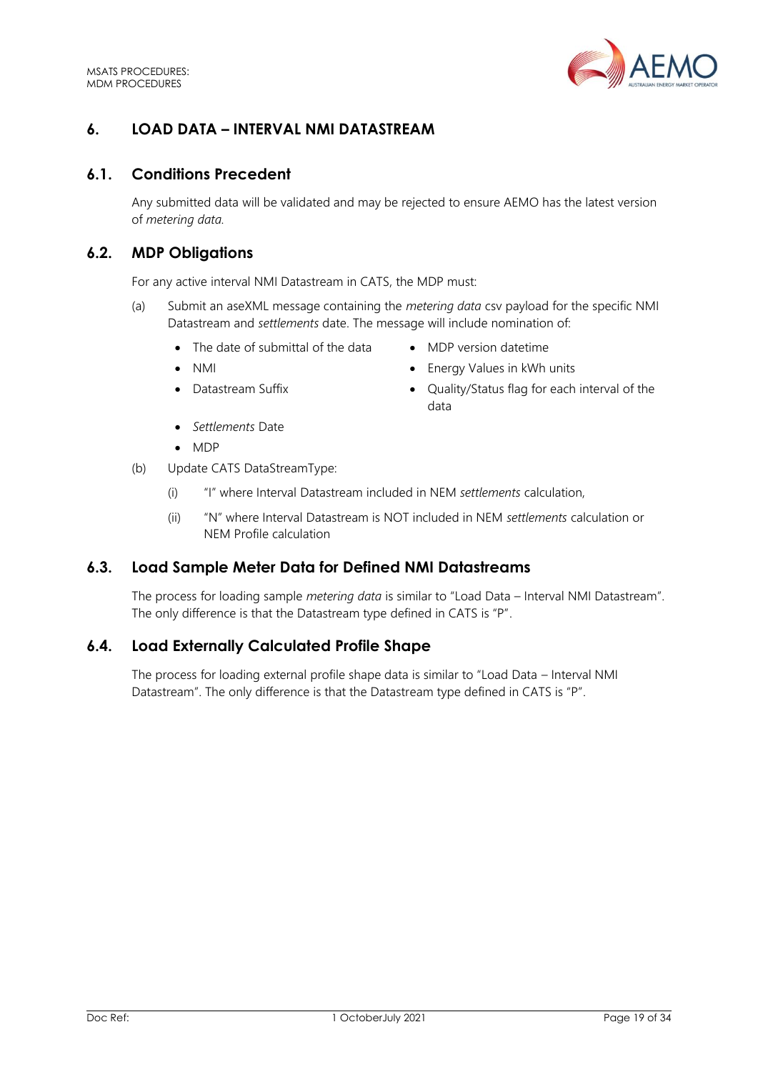# 6. LOAD DATA – INTERVAL NMI DATASTREAM

## 6.1. Conditions Precedent

Any submitted data will be validated and may be rejected to ensure AEMO has the latest version of *metering data.*

## 6.2. MDP Obligations

For any active interval NMI Datastream in CATS, the MDP must:

(a) Submit an aseXML message containing the *metering data* csv payload for the specific NMI Datastream and *settlements* date. The message will include nomination of:

- The date of submittal of the data
- NMI
- Datastream Suffix
- *Settlements* Date
- MDP
- MDP version datetime
- Energy Values in kWh units
- Quality/Status flag for each interval of the data

(b) Update CATS DataStreamType:

(i) "I" where Interval Datastream included in NEM *settlements* calculation,

(ii) "N" where Interval Datastream is NOT included in NEM *settlements* calculation or NEM Profile calculation

## 6.3. Load Sample Meter Data for Defined NMI Datastreams

The process for loading sample *metering data* is similar to "Load Data – Interval NMI Datastream". The only difference is that the Datastream type defined in CATS is "P".

## 6.4. Load Externally Calculated Profile Shape

The process for loading external profile shape data is similar to "Load Data – Interval NMI Datastream". The only difference is that the Datastream type defined in CATS is "P".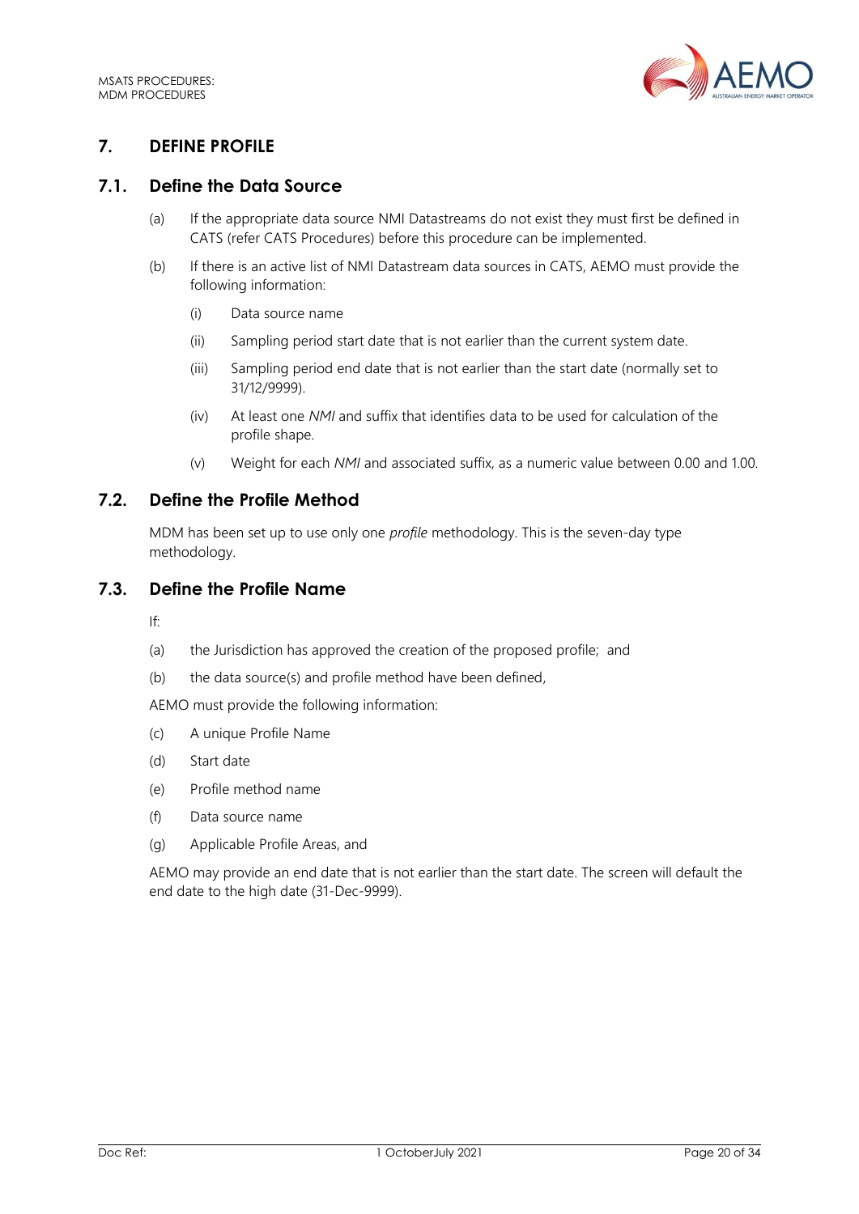## 7. DEFINE PROFILE

### 7.1. Define the Data Source

(a) If the appropriate data source NMI Datastreams do not exist they must first be defined in CATS (refer CATS Procedures) before this procedure can be implemented.

(b) If there is an active list of NMI Datastream data sources in CATS, AEMO must provide the following information:

(i) Data source name

(ii) Sampling period start date that is not earlier than the current system date.

(iii) Sampling period end date that is not earlier than the start date (normally set to 31/12/9999).

(iv) At least one *NMI* and suffix that identifies data to be used for calculation of the profile shape.

(v) Weight for each *NMI* and associated suffix, as a numeric value between 0.00 and 1.00.

### 7.2. Define the Profile Method

MDM has been set up to use only one *profile* methodology. This is the seven-day type methodology.

### 7.3. Define the Profile Name

If:

(a) the Jurisdiction has approved the creation of the proposed profile; and

(b) the data source(s) and profile method have been defined,

AEMO must provide the following information:

(c) A unique Profile Name

(d) Start date

(e) Profile method name

(f) Data source name

(g) Applicable Profile Areas, and

AEMO may provide an end date that is not earlier than the start date. The screen will default the end date to the high date (31-Dec-9999).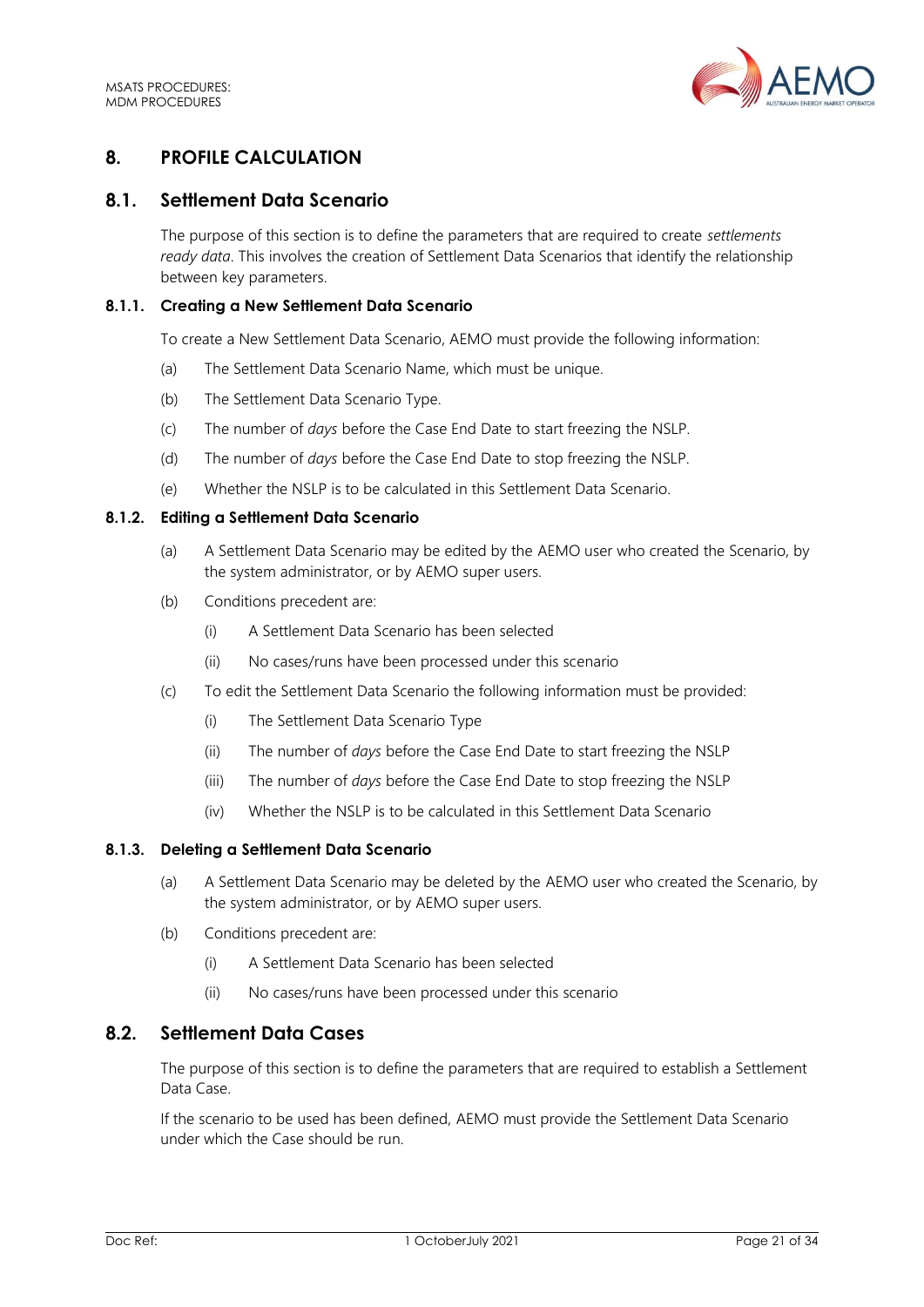# 8. PROFILE CALCULATION

## 8.1. Settlement Data Scenario

The purpose of this section is to define the parameters that are required to create *settlements ready data*. This involves the creation of Settlement Data Scenarios that identify the relationship between key parameters.

### 8.1.1. Creating a New Settlement Data Scenario

To create a New Settlement Data Scenario, AEMO must provide the following information:

(a) The Settlement Data Scenario Name, which must be unique.

(b) The Settlement Data Scenario Type.

(c) The number of *days* before the Case End Date to start freezing the NSLP.

(d) The number of *days* before the Case End Date to stop freezing the NSLP.

(e) Whether the NSLP is to be calculated in this Settlement Data Scenario.

### 8.1.2. Editing a Settlement Data Scenario

(a) A Settlement Data Scenario may be edited by the AEMO user who created the Scenario, by the system administrator, or by AEMO super users.

(b) Conditions precedent are:

(i) A Settlement Data Scenario has been selected

(ii) No cases/runs have been processed under this scenario

(c) To edit the Settlement Data Scenario the following information must be provided:

(i) The Settlement Data Scenario Type

(ii) The number of *days* before the Case End Date to start freezing the NSLP

(iii) The number of *days* before the Case End Date to stop freezing the NSLP

(iv) Whether the NSLP is to be calculated in this Settlement Data Scenario

### 8.1.3. Deleting a Settlement Data Scenario

(a) A Settlement Data Scenario may be deleted by the AEMO user who created the Scenario, by the system administrator, or by AEMO super users.

(b) Conditions precedent are:

(i) A Settlement Data Scenario has been selected

(ii) No cases/runs have been processed under this scenario

## 8.2. Settlement Data Cases

The purpose of this section is to define the parameters that are required to establish a Settlement Data Case.

If the scenario to be used has been defined, AEMO must provide the Settlement Data Scenario under which the Case should be run.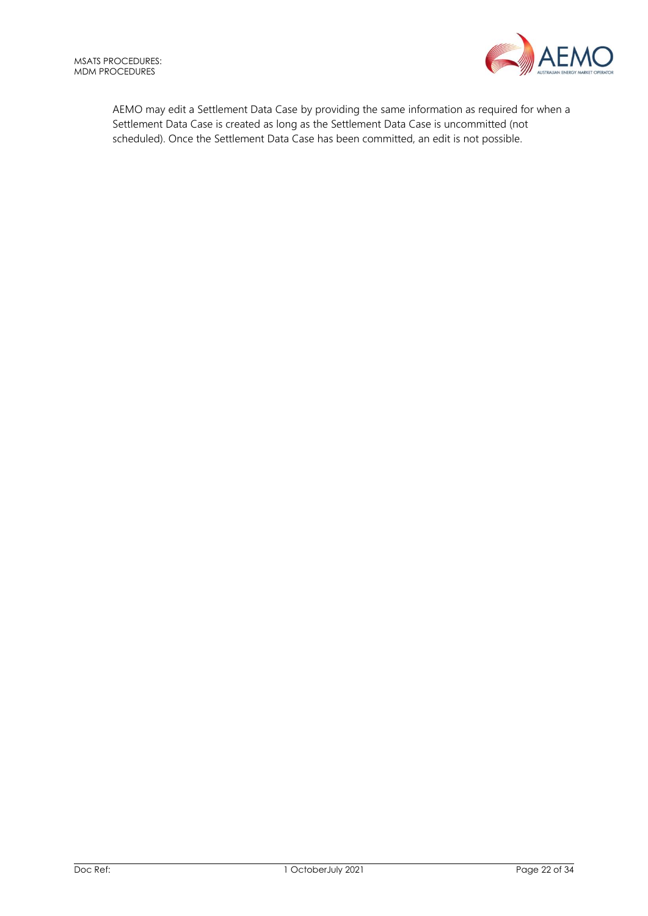AEMO may edit a Settlement Data Case by providing the same information as required for when a Settlement Data Case is created as long as the Settlement Data Case is uncommitted (not scheduled). Once the Settlement Data Case has been committed, an edit is not possible.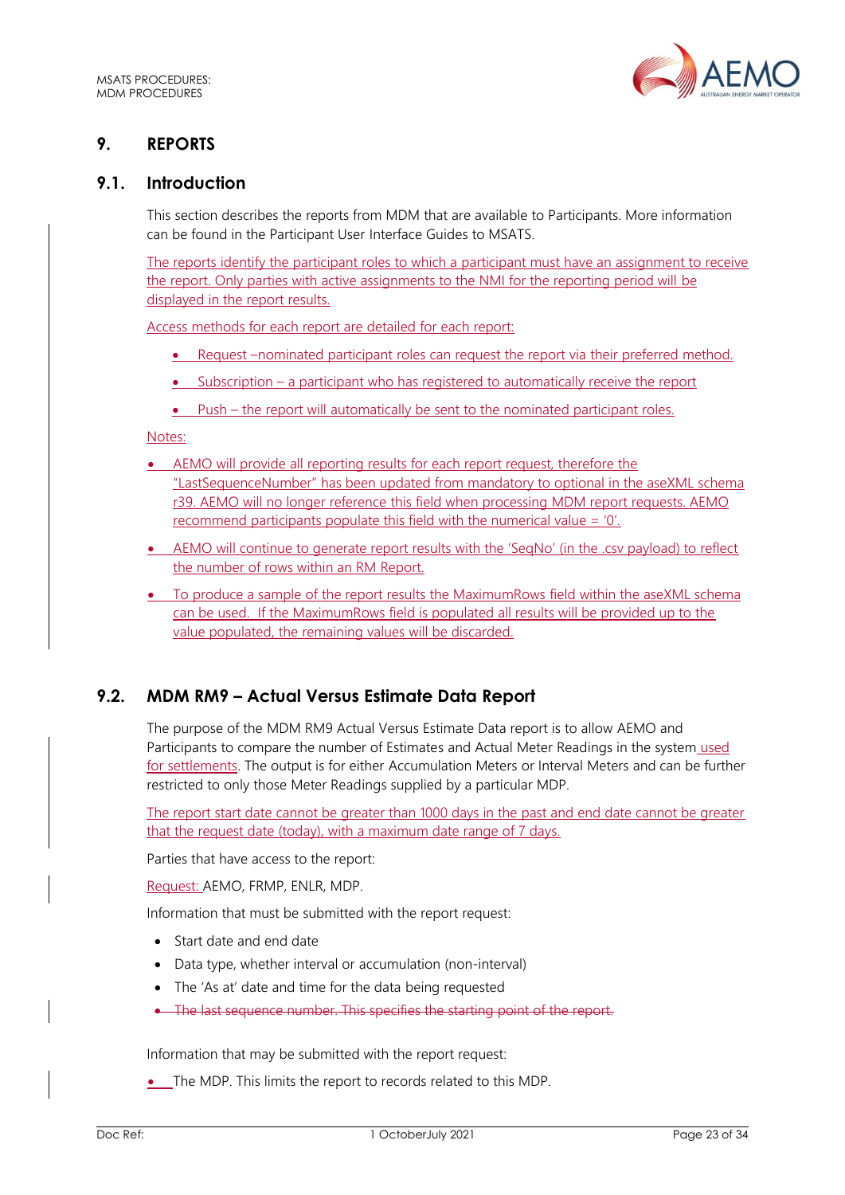# 9. REPORTS

## 9.1. Introduction

This section describes the reports from MDM that are available to Participants. More information can be found in the Participant User Interface Guides to MSATS.

The reports identify the participant roles to which a participant must have an assignment to receive the report. Only parties with active assignments to the NMI for the reporting period will be displayed in the report results.

Access methods for each report are detailed for each report:

- Request –nominated participant roles can request the report via their preferred method.
- Subscription – a participant who has registered to automatically receive the report
- Push – the report will automatically be sent to the nominated participant roles.

Notes:

- AEMO will provide all reporting results for each report request, therefore the "LastSequenceNumber" has been updated from mandatory to optional in the aseXML schema r39. AEMO will no longer reference this field when processing MDM report requests. AEMO recommend participants populate this field with the numerical value = '0'.
- AEMO will continue to generate report results with the 'SeqNo' (in the .csv payload) to reflect the number of rows within an RM Report.
- To produce a sample of the report results the MaximumRows field within the aseXML schema can be used. If the MaximumRows field is populated all results will be provided up to the value populated, the remaining values will be discarded.

## 9.2. MDM RM9 – Actual Versus Estimate Data Report

The purpose of the MDM RM9 Actual Versus Estimate Data report is to allow AEMO and Participants to compare the number of Estimates and Actual Meter Readings in the system used for settlements. The output is for either Accumulation Meters or Interval Meters and can be further restricted to only those Meter Readings supplied by a particular MDP.

The report start date cannot be greater than 1000 days in the past and end date cannot be greater that the request date (today), with a maximum date range of 7 days.

Parties that have access to the report:

Request: AEMO, FRMP, ENLR, MDP.

Information that must be submitted with the report request:

- Start date and end date
- Data type, whether interval or accumulation (non-interval)
- The 'As at' date and time for the data being requested
- ~~The last sequence number. This specifies the starting point of the report.~~

Information that may be submitted with the report request:

- The MDP. This limits the report to records related to this MDP.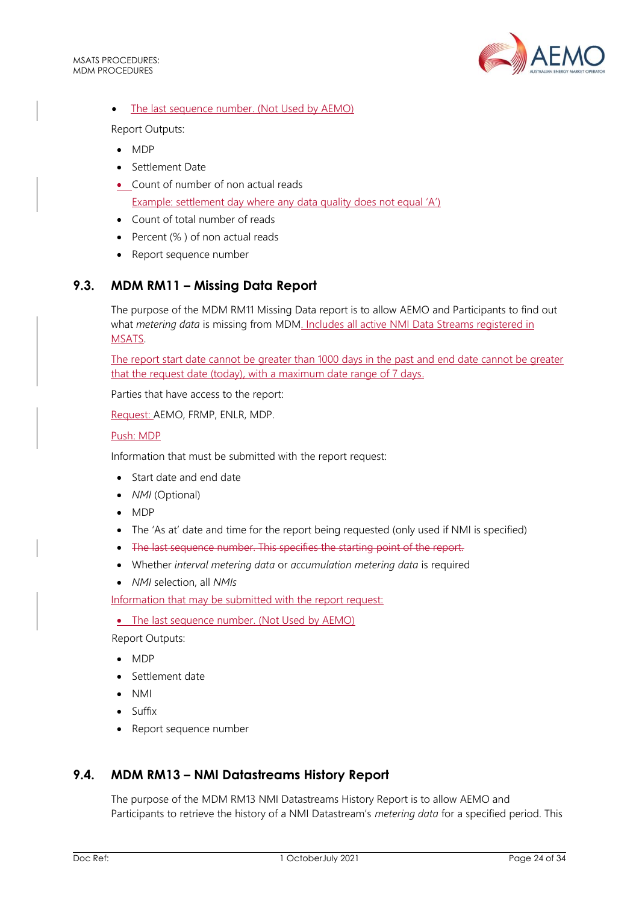- The last sequence number. (Not Used by AEMO)

Report Outputs:

- MDP
- Settlement Date
- Count of number of non actual reads
  Example: settlement day where any data quality does not equal 'A')
- Count of total number of reads
- Percent (% ) of non actual reads
- Report sequence number

## 9.3. MDM RM11 – Missing Data Report

The purpose of the MDM RM11 Missing Data report is to allow AEMO and Participants to find out what *metering data* is missing from MDM. Includes all active NMI Data Streams registered in MSATS.

The report start date cannot be greater than 1000 days in the past and end date cannot be greater that the request date (today), with a maximum date range of 7 days.

Parties that have access to the report:

Request: AEMO, FRMP, ENLR, MDP.

Push: MDP

Information that must be submitted with the report request:

- Start date and end date
- *NMI* (Optional)
- MDP
- The 'As at' date and time for the report being requested (only used if NMI is specified)
- ~~The last sequence number. This specifies the starting point of the report.~~
- Whether *interval metering data* or *accumulation metering data* is required
- *NMI* selection, all *NMIs*

Information that may be submitted with the report request:

- The last sequence number. (Not Used by AEMO)

Report Outputs:

- MDP
- Settlement date
- NMI
- Suffix
- Report sequence number

## 9.4. MDM RM13 – NMI Datastreams History Report

The purpose of the MDM RM13 NMI Datastreams History Report is to allow AEMO and Participants to retrieve the history of a NMI Datastream's *metering data* for a specified period. This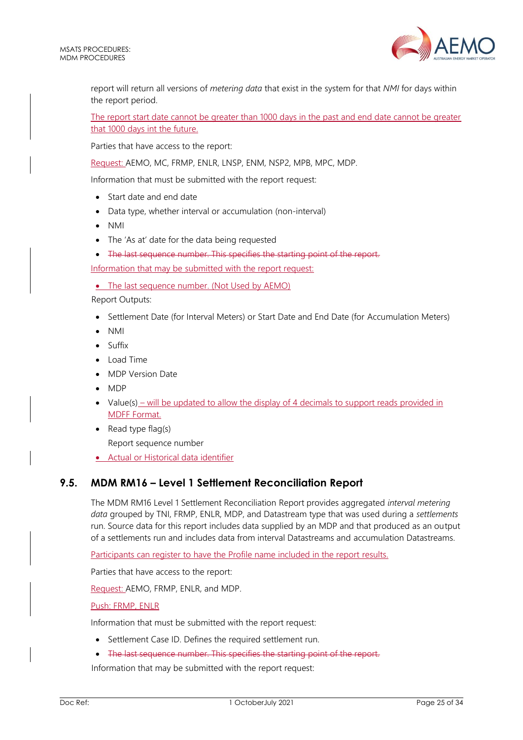report will return all versions of *metering data* that exist in the system for that *NMI* for days within the report period.

The report start date cannot be greater than 1000 days in the past and end date cannot be greater that 1000 days int the future.

Parties that have access to the report:

Request: AEMO, MC, FRMP, ENLR, LNSP, ENM, NSP2, MPB, MPC, MDP.

Information that must be submitted with the report request:

- Start date and end date
- Data type, whether interval or accumulation (non-interval)
- NMI
- The 'As at' date for the data being requested
- ~~The last sequence number. This specifies the starting point of the report.~~

Information that may be submitted with the report request:

- The last sequence number. (Not Used by AEMO)

Report Outputs:

- Settlement Date (for Interval Meters) or Start Date and End Date (for Accumulation Meters)
- NMI
- Suffix
- Load Time
- MDP Version Date
- MDP
- Value(s) – will be updated to allow the display of 4 decimals to support reads provided in MDFF Format.
- Read type flag(s)
  Report sequence number
- Actual or Historical data identifier

## 9.5. MDM RM16 – Level 1 Settlement Reconciliation Report

The MDM RM16 Level 1 Settlement Reconciliation Report provides aggregated *interval metering data* grouped by TNI, FRMP, ENLR, MDP, and Datastream type that was used during a *settlements* run. Source data for this report includes data supplied by an MDP and that produced as an output of a settlements run and includes data from interval Datastreams and accumulation Datastreams.

Participants can register to have the Profile name included in the report results.

Parties that have access to the report:

Request: AEMO, FRMP, ENLR, and MDP.

Push: FRMP, ENLR

Information that must be submitted with the report request:

- Settlement Case ID. Defines the required settlement run.
- ~~The last sequence number. This specifies the starting point of the report.~~

Information that may be submitted with the report request: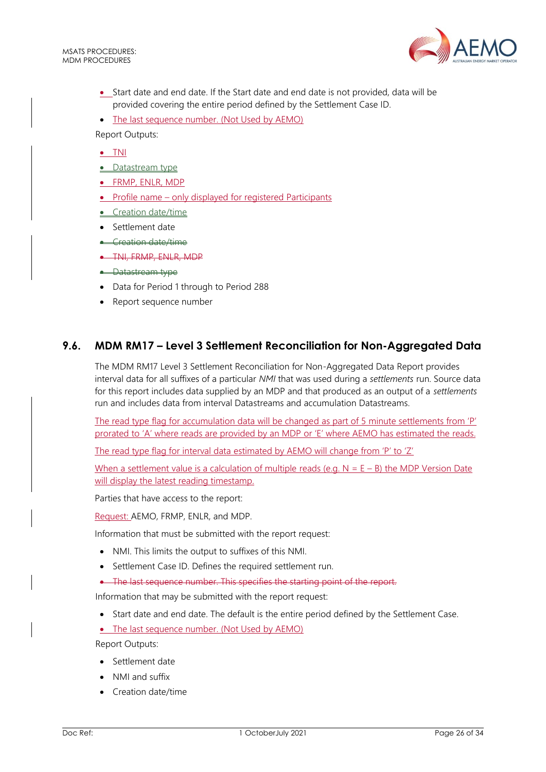- Start date and end date. If the Start date and end date is not provided, data will be provided covering the entire period defined by the Settlement Case ID.
- The last sequence number. (Not Used by AEMO)

Report Outputs:

- TNI
- Datastream type
- FRMP, ENLR, MDP
- Profile name – only displayed for registered Participants
- Creation date/time
- Settlement date
- ~~Creation date/time~~
- ~~TNI, FRMP, ENLR, MDP~~
- ~~Datastream type~~
- Data for Period 1 through to Period 288
- Report sequence number

## 9.6. MDM RM17 – Level 3 Settlement Reconciliation for Non-Aggregated Data

The MDM RM17 Level 3 Settlement Reconciliation for Non-Aggregated Data Report provides interval data for all suffixes of a particular *NMI* that was used during a *settlements* run. Source data for this report includes data supplied by an MDP and that produced as an output of a *settlements* run and includes data from interval Datastreams and accumulation Datastreams.

The read type flag for accumulation data will be changed as part of 5 minute settlements from 'P' prorated to 'A' where reads are provided by an MDP or 'E' where AEMO has estimated the reads.

The read type flag for interval data estimated by AEMO will change from 'P' to 'Z'

When a settlement value is a calculation of multiple reads (e.g. N = E – B) the MDP Version Date will display the latest reading timestamp.

Parties that have access to the report:

Request: AEMO, FRMP, ENLR, and MDP.

Information that must be submitted with the report request:

- NMI. This limits the output to suffixes of this NMI.
- Settlement Case ID. Defines the required settlement run.
- ~~The last sequence number. This specifies the starting point of the report.~~

Information that may be submitted with the report request:

- Start date and end date. The default is the entire period defined by the Settlement Case.
- The last sequence number. (Not Used by AEMO)

Report Outputs:

- Settlement date
- NMI and suffix
- Creation date/time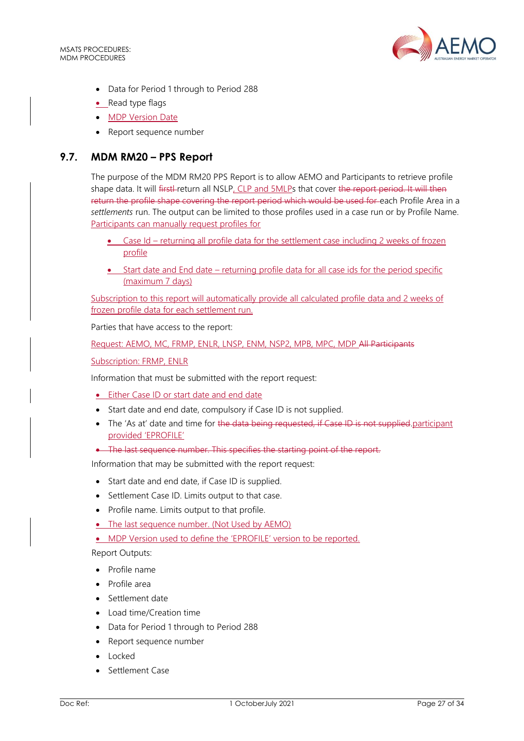- Data for Period 1 through to Period 288
- Read type flags
- MDP Version Date
- Report sequence number

## 9.7. MDM RM20 – PPS Report

The purpose of the MDM RM20 PPS Report is to allow AEMO and Participants to retrieve profile shape data. It will firstl return all NSLP, CLP and 5MLPs that cover the report period. It will then return the profile shape covering the report period which would be used for each Profile Area in a *settlements* run. The output can be limited to those profiles used in a case run or by Profile Name. Participants can manually request profiles for

- Case Id – returning all profile data for the settlement case including 2 weeks of frozen profile
- Start date and End date – returning profile data for all case ids for the period specific (maximum 7 days)

Subscription to this report will automatically provide all calculated profile data and 2 weeks of frozen profile data for each settlement run.

Parties that have access to the report:

Request: AEMO, MC, FRMP, ENLR, LNSP, ENM, NSP2, MPB, MPC, MDP All Participants

Subscription: FRMP, ENLR

Information that must be submitted with the report request:

- Either Case ID or start date and end date
- Start date and end date, compulsory if Case ID is not supplied.
- The 'As at' date and time for the data being requested, if Case ID is not supplied.participant provided 'EPROFILE'
- The last sequence number. This specifies the starting point of the report.

Information that may be submitted with the report request:

- Start date and end date, if Case ID is supplied.
- Settlement Case ID. Limits output to that case.
- Profile name. Limits output to that profile.
- The last sequence number. (Not Used by AEMO)
- MDP Version used to define the 'EPROFILE' version to be reported.

Report Outputs:

- Profile name
- Profile area
- Settlement date
- Load time/Creation time
- Data for Period 1 through to Period 288
- Report sequence number
- Locked
- Settlement Case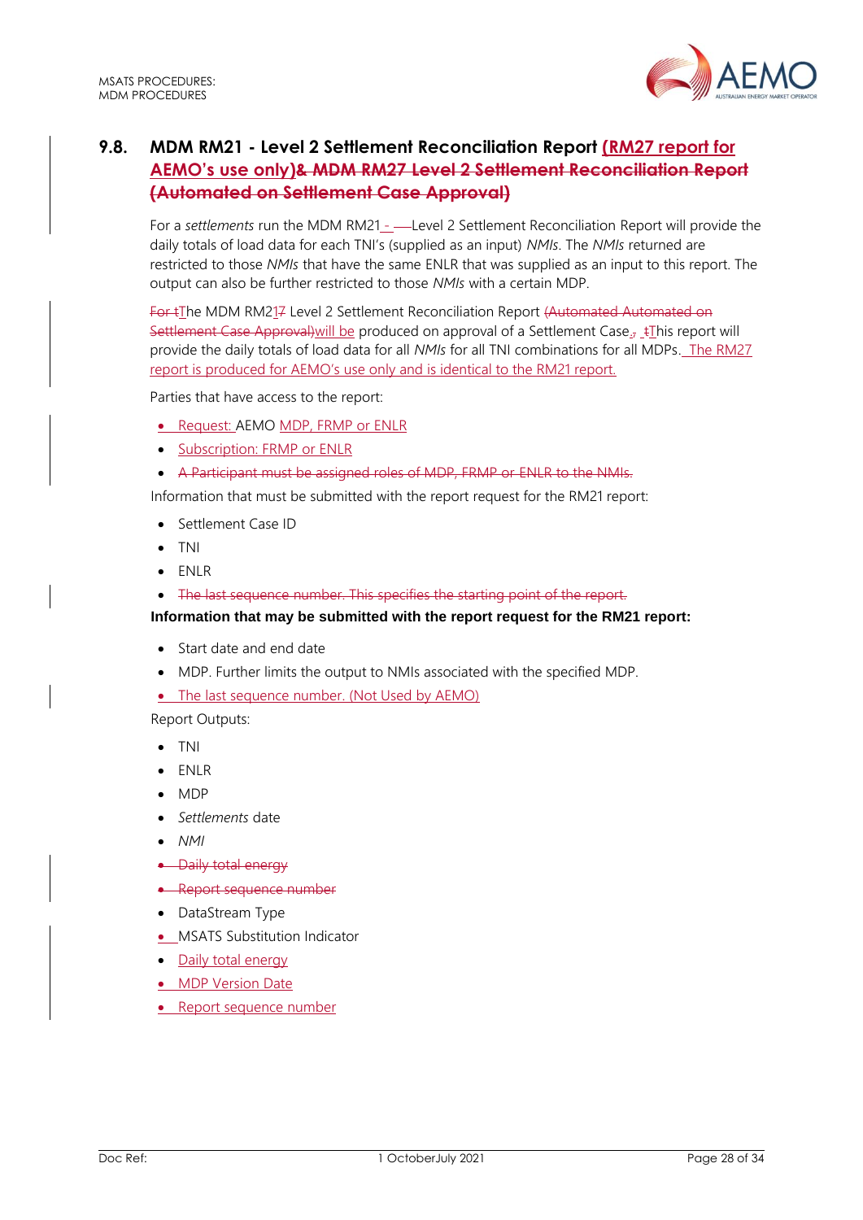## 9.8. MDM RM21 - Level 2 Settlement Reconciliation Report (RM27 report for AEMO's use only)~~& MDM RM27 Level 2 Settlement Reconciliation Report (Automated on Settlement Case Approval)~~

For a *settlements* run the MDM RM21 - Level 2 Settlement Reconciliation Report will provide the daily totals of load data for each TNI's (supplied as an input) *NMIs*. The *NMIs* returned are restricted to those *NMIs* that have the same ENLR that was supplied as an input to this report. The output can also be further restricted to those *NMIs* with a certain MDP.

~~For t~~The MDM RM21~~7~~ Level 2 Settlement Reconciliation Report ~~(Automated Automated on Settlement Case Approval)~~will be produced on approval of a Settlement Case.~~,~~ ~~t~~This report will provide the daily totals of load data for all *NMIs* for all TNI combinations for all MDPs. The RM27 report is produced for AEMO's use only and is identical to the RM21 report.

Parties that have access to the report:

- Request: AEMO MDP, FRMP or ENLR
- Subscription: FRMP or ENLR
- ~~A Participant must be assigned roles of MDP, FRMP or ENLR to the NMIs.~~

Information that must be submitted with the report request for the RM21 report:

- Settlement Case ID
- TNI
- ENLR
- ~~The last sequence number. This specifies the starting point of the report.~~

**Information that may be submitted with the report request for the RM21 report:**

- Start date and end date
- MDP. Further limits the output to NMIs associated with the specified MDP.
- The last sequence number. (Not Used by AEMO)

Report Outputs:

- TNI
- ENLR
- MDP
- *Settlements* date
- *NMI*
- ~~Daily total energy~~
- ~~Report sequence number~~
- DataStream Type
- MSATS Substitution Indicator
- Daily total energy
- MDP Version Date
- Report sequence number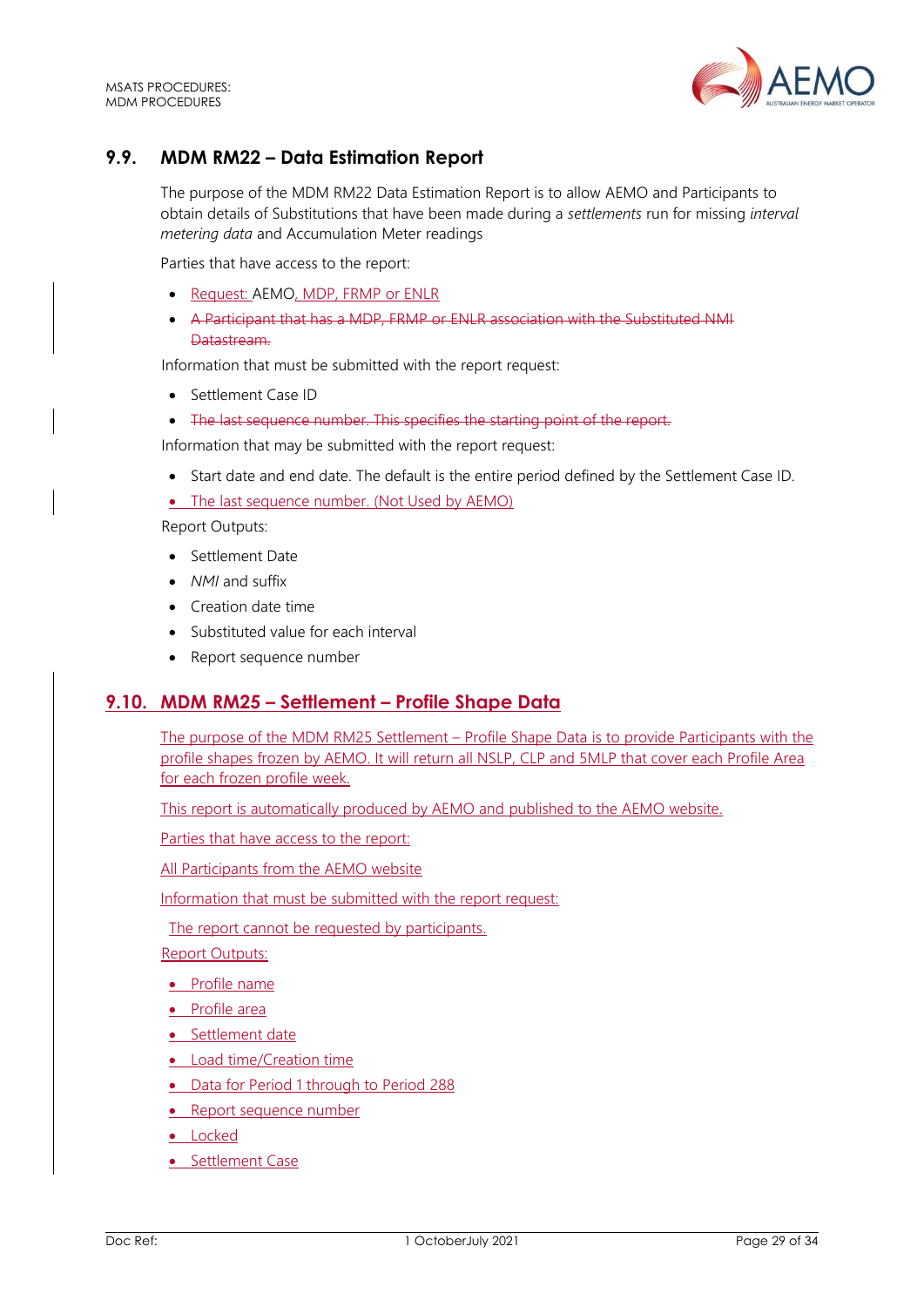## 9.9. MDM RM22 – Data Estimation Report

The purpose of the MDM RM22 Data Estimation Report is to allow AEMO and Participants to obtain details of Substitutions that have been made during a *settlements* run for missing *interval metering data* and Accumulation Meter readings

Parties that have access to the report:

- Request: AEMO, MDP, FRMP or ENLR
- ~~A Participant that has a MDP, FRMP or ENLR association with the Substituted NMI Datastream.~~

Information that must be submitted with the report request:

- Settlement Case ID
- ~~The last sequence number. This specifies the starting point of the report.~~

Information that may be submitted with the report request:

- Start date and end date. The default is the entire period defined by the Settlement Case ID.
- The last sequence number. (Not Used by AEMO)

Report Outputs:

- Settlement Date
- *NMI* and suffix
- Creation date time
- Substituted value for each interval
- Report sequence number

## 9.10. MDM RM25 – Settlement – Profile Shape Data

The purpose of the MDM RM25 Settlement – Profile Shape Data is to provide Participants with the profile shapes frozen by AEMO. It will return all NSLP, CLP and 5MLP that cover each Profile Area for each frozen profile week.

This report is automatically produced by AEMO and published to the AEMO website.

Parties that have access to the report:

All Participants from the AEMO website

Information that must be submitted with the report request:

The report cannot be requested by participants.

Report Outputs:

- Profile name
- Profile area
- Settlement date
- Load time/Creation time
- Data for Period 1 through to Period 288
- Report sequence number
- Locked
- Settlement Case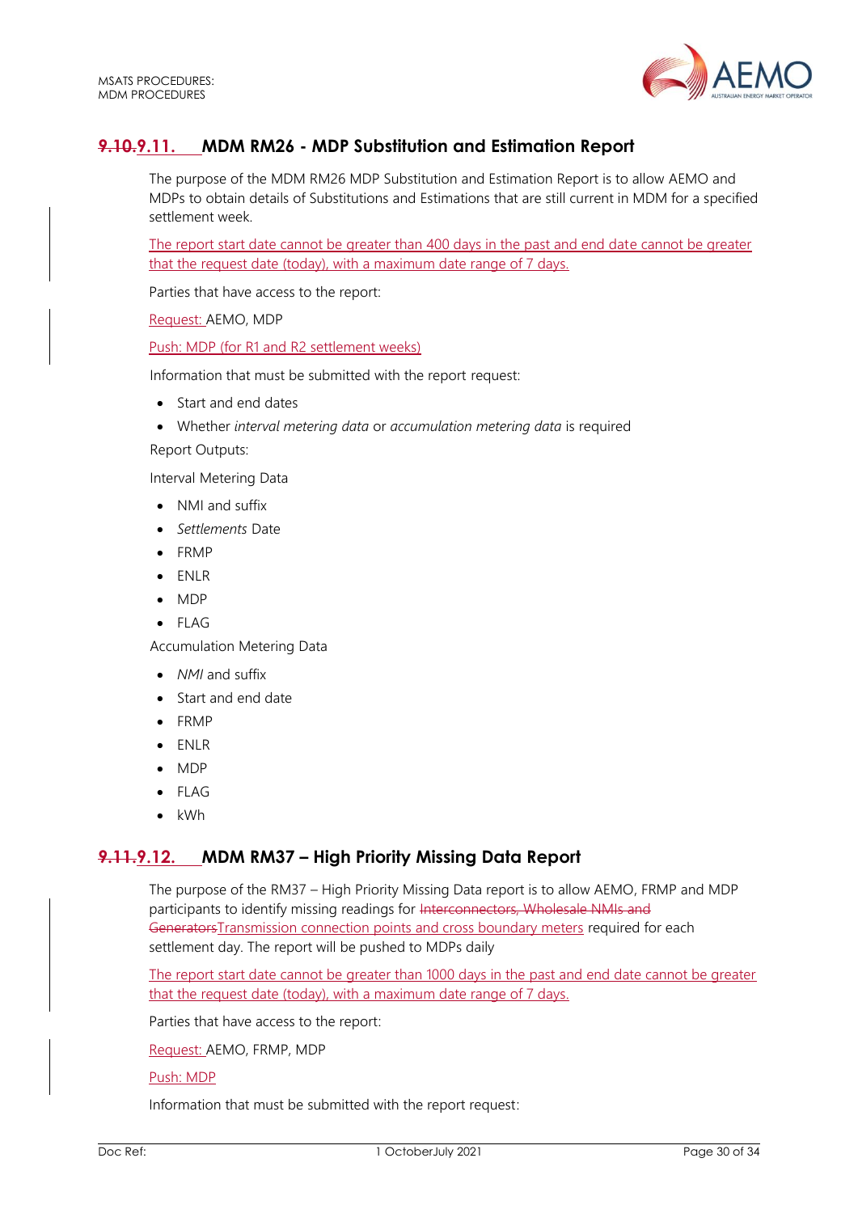### ~~9.10.~~9.11. MDM RM26 - MDP Substitution and Estimation Report

The purpose of the MDM RM26 MDP Substitution and Estimation Report is to allow AEMO and MDPs to obtain details of Substitutions and Estimations that are still current in MDM for a specified settlement week.

The report start date cannot be greater than 400 days in the past and end date cannot be greater that the request date (today), with a maximum date range of 7 days.

Parties that have access to the report:

Request: AEMO, MDP

Push: MDP (for R1 and R2 settlement weeks)

Information that must be submitted with the report request:

- Start and end dates
- Whether *interval metering data* or *accumulation metering data* is required

Report Outputs:

Interval Metering Data

- NMI and suffix
- *Settlements* Date
- FRMP
- ENLR
- MDP
- FLAG

Accumulation Metering Data

- *NMI* and suffix
- Start and end date
- FRMP
- ENLR
- MDP
- FLAG
- kWh

### ~~9.11.~~9.12. MDM RM37 – High Priority Missing Data Report

The purpose of the RM37 – High Priority Missing Data report is to allow AEMO, FRMP and MDP participants to identify missing readings for ~~Interconnectors, Wholesale NMIs and Generators~~Transmission connection points and cross boundary meters required for each settlement day. The report will be pushed to MDPs daily

The report start date cannot be greater than 1000 days in the past and end date cannot be greater that the request date (today), with a maximum date range of 7 days.

Parties that have access to the report:

Request: AEMO, FRMP, MDP

Push: MDP

Information that must be submitted with the report request: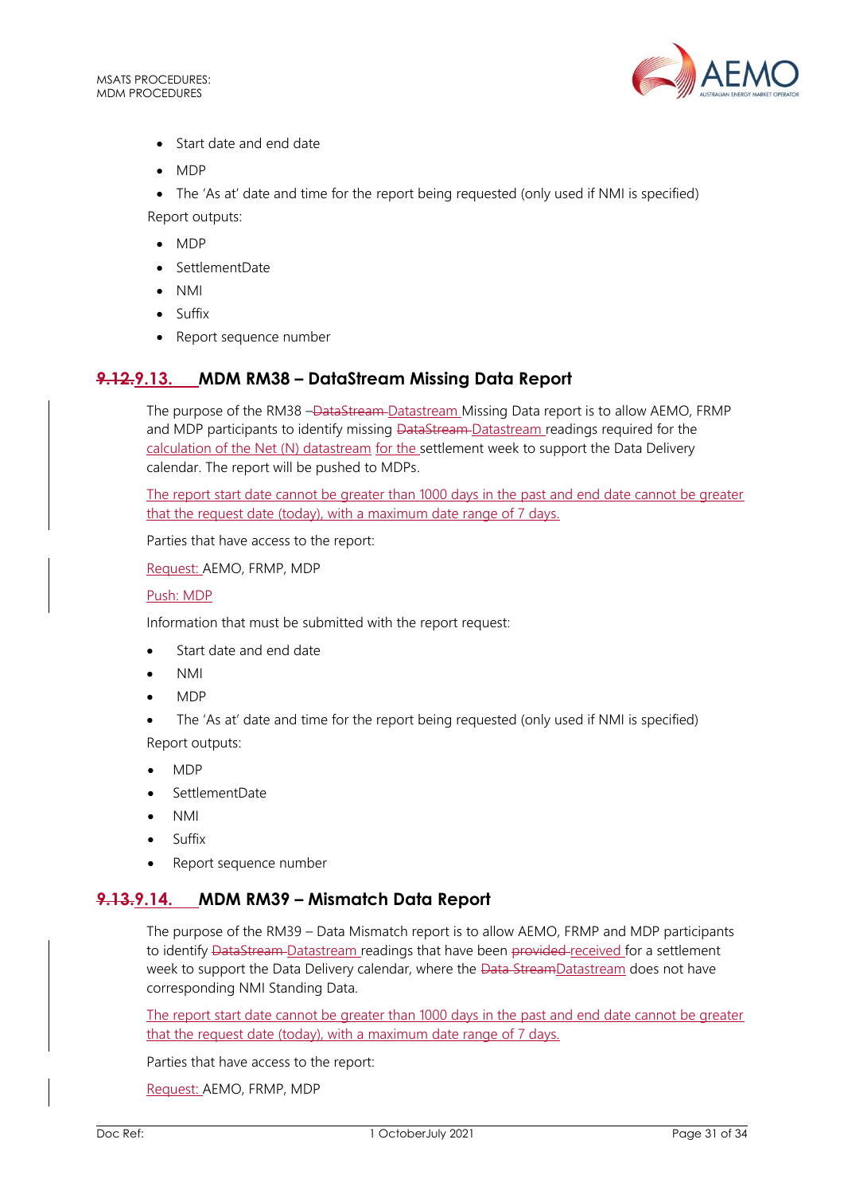- Start date and end date
- MDP
- The 'As at' date and time for the report being requested (only used if NMI is specified)

Report outputs:

- MDP
- SettlementDate
- NMI
- Suffix
- Report sequence number

## ~~9.12.~~9.13. MDM RM38 – DataStream Missing Data Report

The purpose of the RM38 –~~DataStream~~ Datastream Missing Data report is to allow AEMO, FRMP and MDP participants to identify missing ~~DataStream~~ Datastream readings required for the calculation of the Net (N) datastream for the settlement week to support the Data Delivery calendar. The report will be pushed to MDPs.

The report start date cannot be greater than 1000 days in the past and end date cannot be greater that the request date (today), with a maximum date range of 7 days.

Parties that have access to the report:

Request: AEMO, FRMP, MDP

Push: MDP

Information that must be submitted with the report request:

- Start date and end date
- NMI
- MDP
- The 'As at' date and time for the report being requested (only used if NMI is specified)

Report outputs:

- MDP
- SettlementDate
- NMI
- Suffix
- Report sequence number

## ~~9.13.~~9.14. MDM RM39 – Mismatch Data Report

The purpose of the RM39 – Data Mismatch report is to allow AEMO, FRMP and MDP participants to identify ~~DataStream~~ Datastream readings that have been ~~provided~~ received for a settlement week to support the Data Delivery calendar, where the ~~Data Stream~~Datastream does not have corresponding NMI Standing Data.

The report start date cannot be greater than 1000 days in the past and end date cannot be greater that the request date (today), with a maximum date range of 7 days.

Parties that have access to the report:

Request: AEMO, FRMP, MDP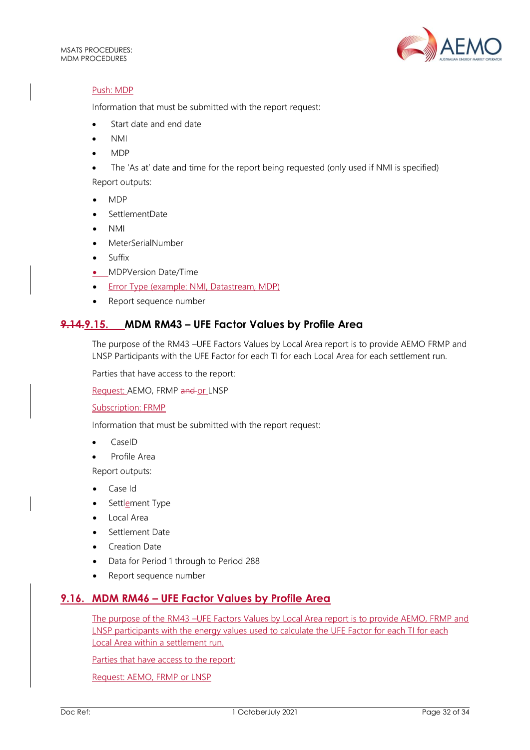Push: MDP

Information that must be submitted with the report request:

- Start date and end date
- NMI
- MDP
- The 'As at' date and time for the report being requested (only used if NMI is specified)

Report outputs:

- MDP
- SettlementDate
- NMI
- MeterSerialNumber
- Suffix
- MDPVersion Date/Time
- Error Type (example: NMI, Datastream, MDP)
- Report sequence number

## ~~9.14.~~9.15. MDM RM43 – UFE Factor Values by Profile Area

The purpose of the RM43 –UFE Factors Values by Local Area report is to provide AEMO FRMP and LNSP Participants with the UFE Factor for each TI for each Local Area for each settlement run.

Parties that have access to the report:

Request: AEMO, FRMP ~~and~~ or LNSP

Subscription: FRMP

Information that must be submitted with the report request:

- CaseID
- Profile Area

Report outputs:

- Case Id
- Settlement Type
- Local Area
- Settlement Date
- Creation Date
- Data for Period 1 through to Period 288
- Report sequence number

## 9.16. MDM RM46 – UFE Factor Values by Profile Area

The purpose of the RM43 –UFE Factors Values by Local Area report is to provide AEMO, FRMP and LNSP participants with the energy values used to calculate the UFE Factor for each TI for each Local Area within a settlement run.

Parties that have access to the report:

Request: AEMO, FRMP or LNSP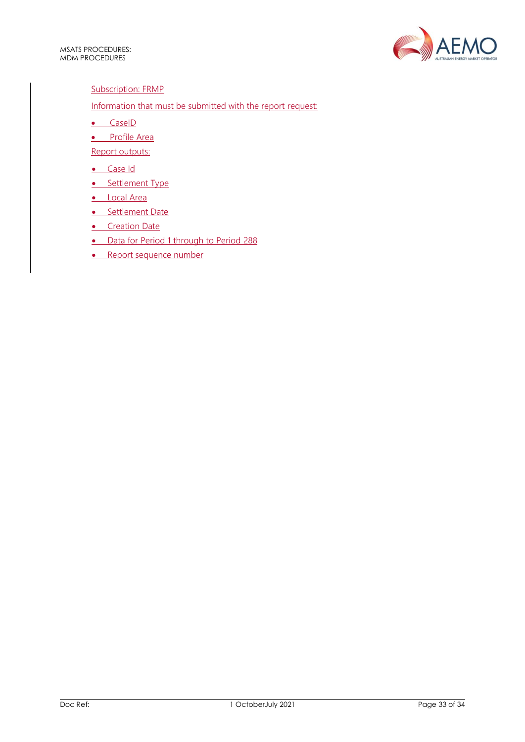Subscription: FRMP

Information that must be submitted with the report request:

- CaseID
- Profile Area

Report outputs:

- Case Id
- Settlement Type
- Local Area
- Settlement Date
- Creation Date
- Data for Period 1 through to Period 288
- Report sequence number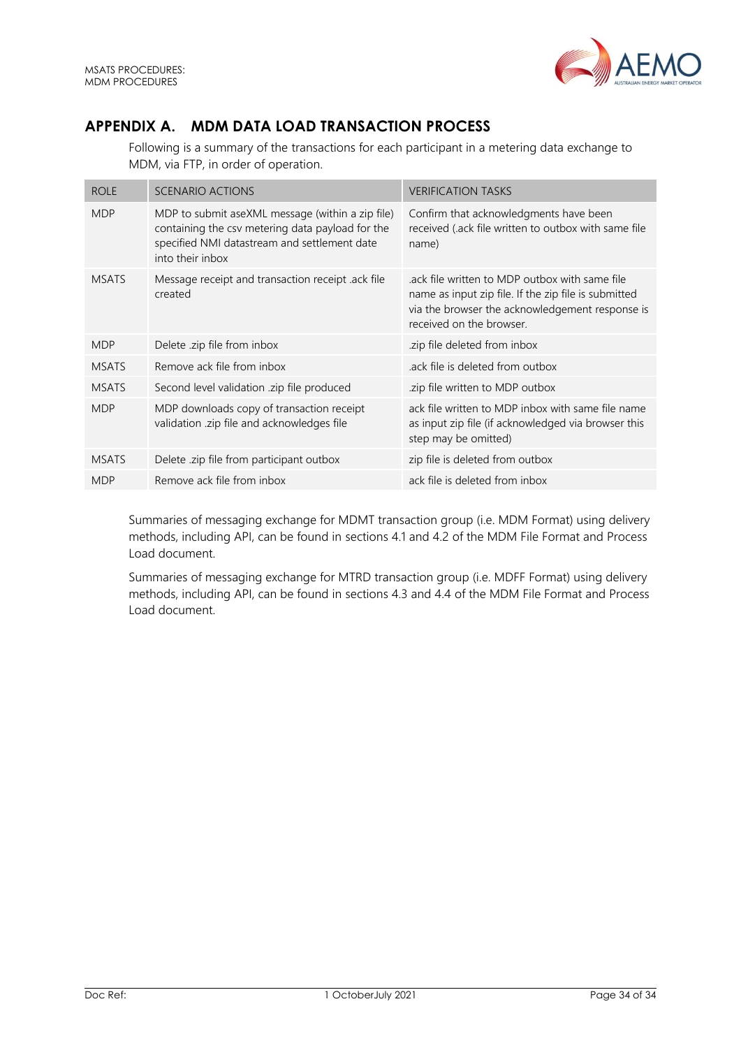## APPENDIX A. MDM DATA LOAD TRANSACTION PROCESS

Following is a summary of the transactions for each participant in a metering data exchange to MDM, via FTP, in order of operation.

| ROLE | SCENARIO ACTIONS | VERIFICATION TASKS |
| --- | --- | --- |
| MDP | MDP to submit aseXML message (within a zip file) containing the csv metering data payload for the specified NMI datastream and settlement date into their inbox | Confirm that acknowledgments have been received (.ack file written to outbox with same file name) |
| MSATS | Message receipt and transaction receipt .ack file created | .ack file written to MDP outbox with same file name as input zip file. If the zip file is submitted via the browser the acknowledgement response is received on the browser. |
| MDP | Delete .zip file from inbox | .zip file deleted from inbox |
| MSATS | Remove ack file from inbox | .ack file is deleted from outbox |
| MSATS | Second level validation .zip file produced | .zip file written to MDP outbox |
| MDP | MDP downloads copy of transaction receipt validation .zip file and acknowledges file | ack file written to MDP inbox with same file name as input zip file (if acknowledged via browser this step may be omitted) |
| MSATS | Delete .zip file from participant outbox | zip file is deleted from outbox |
| MDP | Remove ack file from inbox | ack file is deleted from inbox |

Summaries of messaging exchange for MDMT transaction group (i.e. MDM Format) using delivery methods, including API, can be found in sections 4.1 and 4.2 of the MDM File Format and Process Load document.

Summaries of messaging exchange for MTRD transaction group (i.e. MDFF Format) using delivery methods, including API, can be found in sections 4.3 and 4.4 of the MDM File Format and Process Load document.